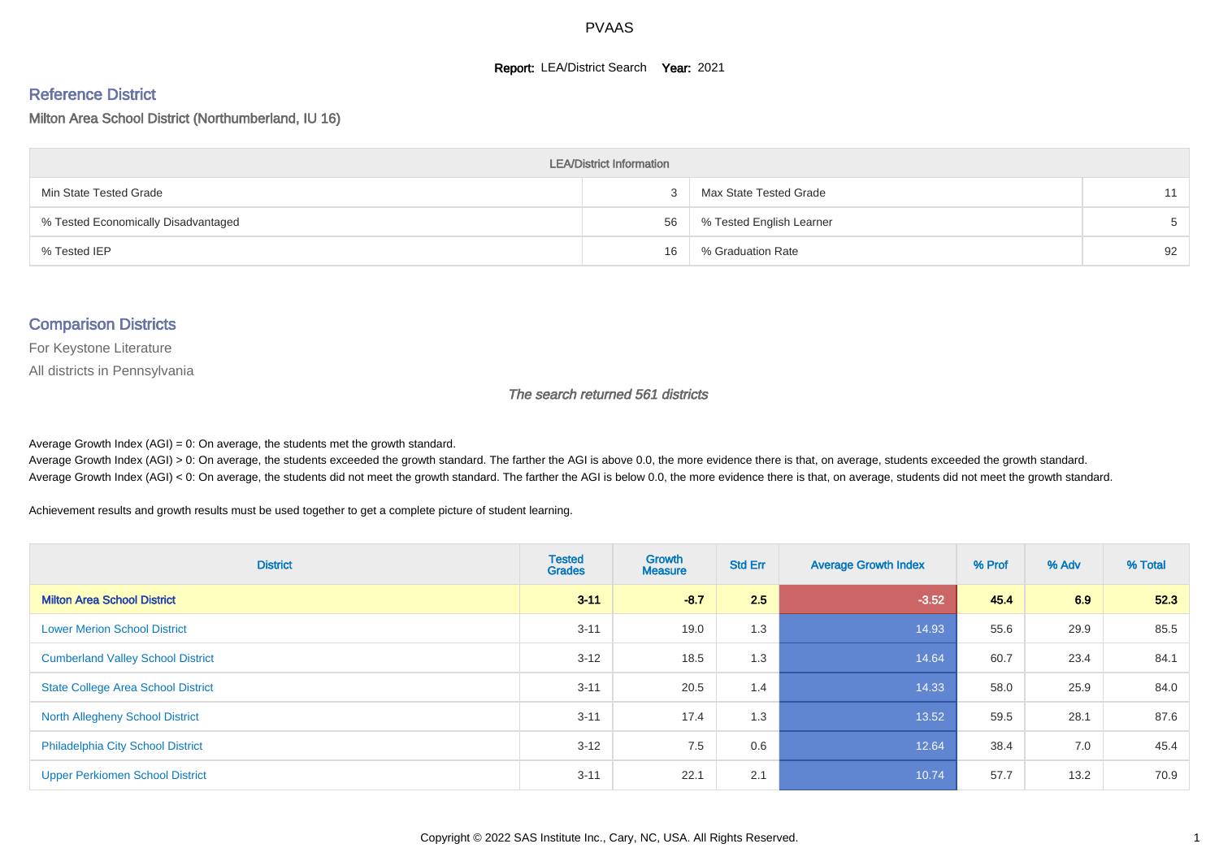# PVAAS

**Report:** LEA/District Search **Year:** 2021

## Reference District

Milton Area School District (Northumberland, IU 16)

| LEA/District Information | | | |
|---|---|---|---|
| Min State Tested Grade | 3 | Max State Tested Grade | 11 |
| % Tested Economically Disadvantaged | 56 | % Tested English Learner | 5 |
| % Tested IEP | 16 | % Graduation Rate | 92 |

## Comparison Districts

For Keystone Literature

All districts in Pennsylvania

*The search returned 561 districts*

Average Growth Index (AGI) = 0: On average, the students met the growth standard.
Average Growth Index (AGI) > 0: On average, the students exceeded the growth standard. The farther the AGI is above 0.0, the more evidence there is that, on average, students exceeded the growth standard.
Average Growth Index (AGI) < 0: On average, the students did not meet the growth standard. The farther the AGI is below 0.0, the more evidence there is that, on average, students did not meet the growth standard.

Achievement results and growth results must be used together to get a complete picture of student learning.

| District | Tested Grades | Growth Measure | Std Err | Average Growth Index | % Prof | % Adv | % Total |
|---|---|---|---|---|---|---|---|
| **Milton Area School District** | **3-11** | **-8.7** | **2.5** | **-3.52** | **45.4** | **6.9** | **52.3** |
| Lower Merion School District | 3-11 | 19.0 | 1.3 | 14.93 | 55.6 | 29.9 | 85.5 |
| Cumberland Valley School District | 3-12 | 18.5 | 1.3 | 14.64 | 60.7 | 23.4 | 84.1 |
| State College Area School District | 3-11 | 20.5 | 1.4 | 14.33 | 58.0 | 25.9 | 84.0 |
| North Allegheny School District | 3-11 | 17.4 | 1.3 | 13.52 | 59.5 | 28.1 | 87.6 |
| Philadelphia City School District | 3-12 | 7.5 | 0.6 | 12.64 | 38.4 | 7.0 | 45.4 |
| Upper Perkiomen School District | 3-11 | 22.1 | 2.1 | 10.74 | 57.7 | 13.2 | 70.9 |

Copyright © 2022 SAS Institute Inc., Cary, NC, USA. All Rights Reserved.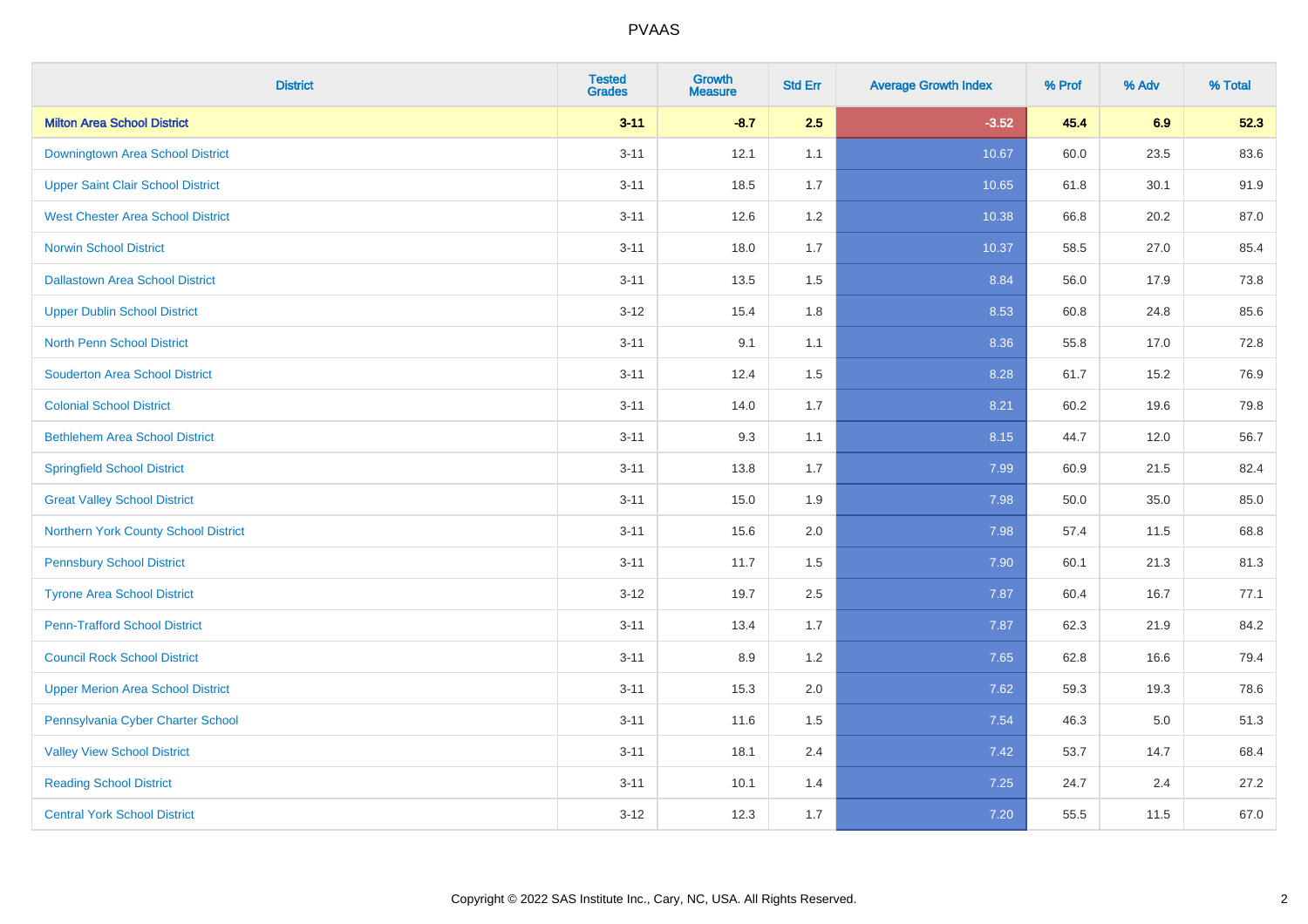| District | Tested Grades | Growth Measure | Std Err | Average Growth Index | % Prof | % Adv | % Total |
|---|---|---|---|---|---|---|---|
| **Milton Area School District** | **3-11** | **-8.7** | **2.5** | **-3.52** | **45.4** | **6.9** | **52.3** |
| Downingtown Area School District | 3-11 | 12.1 | 1.1 | 10.67 | 60.0 | 23.5 | 83.6 |
| Upper Saint Clair School District | 3-11 | 18.5 | 1.7 | 10.65 | 61.8 | 30.1 | 91.9 |
| West Chester Area School District | 3-11 | 12.6 | 1.2 | 10.38 | 66.8 | 20.2 | 87.0 |
| Norwin School District | 3-11 | 18.0 | 1.7 | 10.37 | 58.5 | 27.0 | 85.4 |
| Dallastown Area School District | 3-11 | 13.5 | 1.5 | 8.84 | 56.0 | 17.9 | 73.8 |
| Upper Dublin School District | 3-12 | 15.4 | 1.8 | 8.53 | 60.8 | 24.8 | 85.6 |
| North Penn School District | 3-11 | 9.1 | 1.1 | 8.36 | 55.8 | 17.0 | 72.8 |
| Souderton Area School District | 3-11 | 12.4 | 1.5 | 8.28 | 61.7 | 15.2 | 76.9 |
| Colonial School District | 3-11 | 14.0 | 1.7 | 8.21 | 60.2 | 19.6 | 79.8 |
| Bethlehem Area School District | 3-11 | 9.3 | 1.1 | 8.15 | 44.7 | 12.0 | 56.7 |
| Springfield School District | 3-11 | 13.8 | 1.7 | 7.99 | 60.9 | 21.5 | 82.4 |
| Great Valley School District | 3-11 | 15.0 | 1.9 | 7.98 | 50.0 | 35.0 | 85.0 |
| Northern York County School District | 3-11 | 15.6 | 2.0 | 7.98 | 57.4 | 11.5 | 68.8 |
| Pennsbury School District | 3-11 | 11.7 | 1.5 | 7.90 | 60.1 | 21.3 | 81.3 |
| Tyrone Area School District | 3-12 | 19.7 | 2.5 | 7.87 | 60.4 | 16.7 | 77.1 |
| Penn-Trafford School District | 3-11 | 13.4 | 1.7 | 7.87 | 62.3 | 21.9 | 84.2 |
| Council Rock School District | 3-11 | 8.9 | 1.2 | 7.65 | 62.8 | 16.6 | 79.4 |
| Upper Merion Area School District | 3-11 | 15.3 | 2.0 | 7.62 | 59.3 | 19.3 | 78.6 |
| Pennsylvania Cyber Charter School | 3-11 | 11.6 | 1.5 | 7.54 | 46.3 | 5.0 | 51.3 |
| Valley View School District | 3-11 | 18.1 | 2.4 | 7.42 | 53.7 | 14.7 | 68.4 |
| Reading School District | 3-11 | 10.1 | 1.4 | 7.25 | 24.7 | 2.4 | 27.2 |
| Central York School District | 3-12 | 12.3 | 1.7 | 7.20 | 55.5 | 11.5 | 67.0 |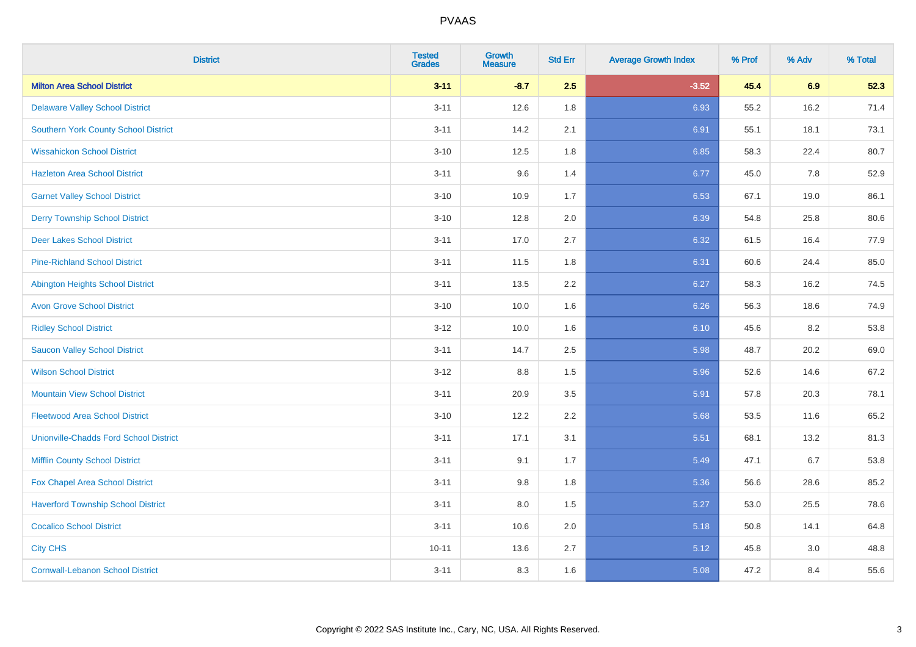# PVAAS

| District | Tested Grades | Growth Measure | Std Err | Average Growth Index | % Prof | % Adv | % Total |
|---|---|---|---|---|---|---|---|
| **Milton Area School District** | **3-11** | **-8.7** | **2.5** | **-3.52** | **45.4** | **6.9** | **52.3** |
| Delaware Valley School District | 3-11 | 12.6 | 1.8 | 6.93 | 55.2 | 16.2 | 71.4 |
| Southern York County School District | 3-11 | 14.2 | 2.1 | 6.91 | 55.1 | 18.1 | 73.1 |
| Wissahickon School District | 3-10 | 12.5 | 1.8 | 6.85 | 58.3 | 22.4 | 80.7 |
| Hazleton Area School District | 3-11 | 9.6 | 1.4 | 6.77 | 45.0 | 7.8 | 52.9 |
| Garnet Valley School District | 3-10 | 10.9 | 1.7 | 6.53 | 67.1 | 19.0 | 86.1 |
| Derry Township School District | 3-10 | 12.8 | 2.0 | 6.39 | 54.8 | 25.8 | 80.6 |
| Deer Lakes School District | 3-11 | 17.0 | 2.7 | 6.32 | 61.5 | 16.4 | 77.9 |
| Pine-Richland School District | 3-11 | 11.5 | 1.8 | 6.31 | 60.6 | 24.4 | 85.0 |
| Abington Heights School District | 3-11 | 13.5 | 2.2 | 6.27 | 58.3 | 16.2 | 74.5 |
| Avon Grove School District | 3-10 | 10.0 | 1.6 | 6.26 | 56.3 | 18.6 | 74.9 |
| Ridley School District | 3-12 | 10.0 | 1.6 | 6.10 | 45.6 | 8.2 | 53.8 |
| Saucon Valley School District | 3-11 | 14.7 | 2.5 | 5.98 | 48.7 | 20.2 | 69.0 |
| Wilson School District | 3-12 | 8.8 | 1.5 | 5.96 | 52.6 | 14.6 | 67.2 |
| Mountain View School District | 3-11 | 20.9 | 3.5 | 5.91 | 57.8 | 20.3 | 78.1 |
| Fleetwood Area School District | 3-10 | 12.2 | 2.2 | 5.68 | 53.5 | 11.6 | 65.2 |
| Unionville-Chadds Ford School District | 3-11 | 17.1 | 3.1 | 5.51 | 68.1 | 13.2 | 81.3 |
| Mifflin County School District | 3-11 | 9.1 | 1.7 | 5.49 | 47.1 | 6.7 | 53.8 |
| Fox Chapel Area School District | 3-11 | 9.8 | 1.8 | 5.36 | 56.6 | 28.6 | 85.2 |
| Haverford Township School District | 3-11 | 8.0 | 1.5 | 5.27 | 53.0 | 25.5 | 78.6 |
| Cocalico School District | 3-11 | 10.6 | 2.0 | 5.18 | 50.8 | 14.1 | 64.8 |
| City CHS | 10-11 | 13.6 | 2.7 | 5.12 | 45.8 | 3.0 | 48.8 |
| Cornwall-Lebanon School District | 3-11 | 8.3 | 1.6 | 5.08 | 47.2 | 8.4 | 55.6 |

Copyright © 2022 SAS Institute Inc., Cary, NC, USA. All Rights Reserved.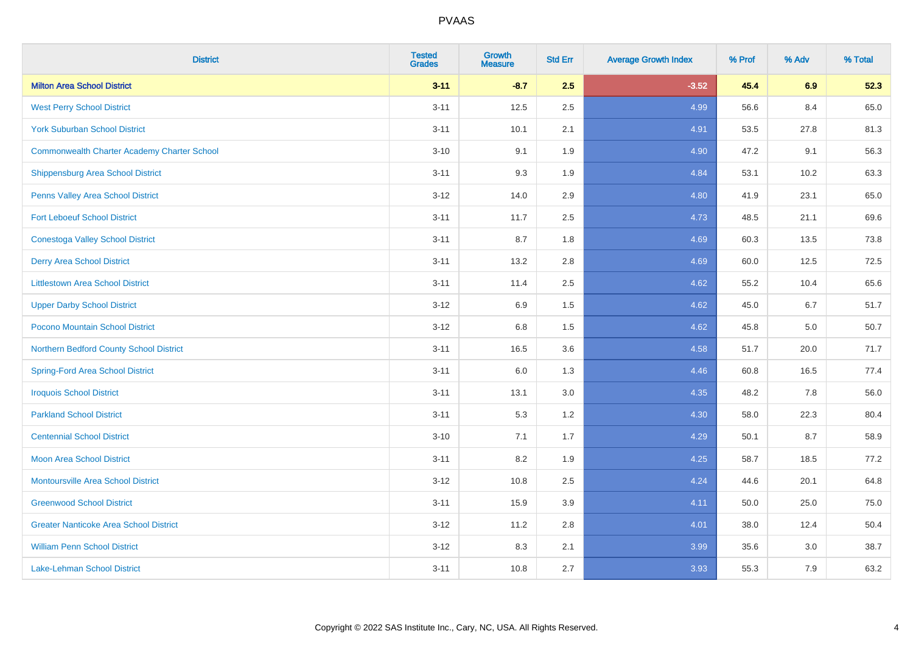# PVAAS

| District | Tested Grades | Growth Measure | Std Err | Average Growth Index | % Prof | % Adv | % Total |
|---|---|---|---|---|---|---|---|
| **Milton Area School District** | **3-11** | **-8.7** | **2.5** | **-3.52** | **45.4** | **6.9** | **52.3** |
| West Perry School District | 3-11 | 12.5 | 2.5 | 4.99 | 56.6 | 8.4 | 65.0 |
| York Suburban School District | 3-11 | 10.1 | 2.1 | 4.91 | 53.5 | 27.8 | 81.3 |
| Commonwealth Charter Academy Charter School | 3-10 | 9.1 | 1.9 | 4.90 | 47.2 | 9.1 | 56.3 |
| Shippensburg Area School District | 3-11 | 9.3 | 1.9 | 4.84 | 53.1 | 10.2 | 63.3 |
| Penns Valley Area School District | 3-12 | 14.0 | 2.9 | 4.80 | 41.9 | 23.1 | 65.0 |
| Fort Leboeuf School District | 3-11 | 11.7 | 2.5 | 4.73 | 48.5 | 21.1 | 69.6 |
| Conestoga Valley School District | 3-11 | 8.7 | 1.8 | 4.69 | 60.3 | 13.5 | 73.8 |
| Derry Area School District | 3-11 | 13.2 | 2.8 | 4.69 | 60.0 | 12.5 | 72.5 |
| Littlestown Area School District | 3-11 | 11.4 | 2.5 | 4.62 | 55.2 | 10.4 | 65.6 |
| Upper Darby School District | 3-12 | 6.9 | 1.5 | 4.62 | 45.0 | 6.7 | 51.7 |
| Pocono Mountain School District | 3-12 | 6.8 | 1.5 | 4.62 | 45.8 | 5.0 | 50.7 |
| Northern Bedford County School District | 3-11 | 16.5 | 3.6 | 4.58 | 51.7 | 20.0 | 71.7 |
| Spring-Ford Area School District | 3-11 | 6.0 | 1.3 | 4.46 | 60.8 | 16.5 | 77.4 |
| Iroquois School District | 3-11 | 13.1 | 3.0 | 4.35 | 48.2 | 7.8 | 56.0 |
| Parkland School District | 3-11 | 5.3 | 1.2 | 4.30 | 58.0 | 22.3 | 80.4 |
| Centennial School District | 3-10 | 7.1 | 1.7 | 4.29 | 50.1 | 8.7 | 58.9 |
| Moon Area School District | 3-11 | 8.2 | 1.9 | 4.25 | 58.7 | 18.5 | 77.2 |
| Montoursville Area School District | 3-12 | 10.8 | 2.5 | 4.24 | 44.6 | 20.1 | 64.8 |
| Greenwood School District | 3-11 | 15.9 | 3.9 | 4.11 | 50.0 | 25.0 | 75.0 |
| Greater Nanticoke Area School District | 3-12 | 11.2 | 2.8 | 4.01 | 38.0 | 12.4 | 50.4 |
| William Penn School District | 3-12 | 8.3 | 2.1 | 3.99 | 35.6 | 3.0 | 38.7 |
| Lake-Lehman School District | 3-11 | 10.8 | 2.7 | 3.93 | 55.3 | 7.9 | 63.2 |

Copyright © 2022 SAS Institute Inc., Cary, NC, USA. All Rights Reserved.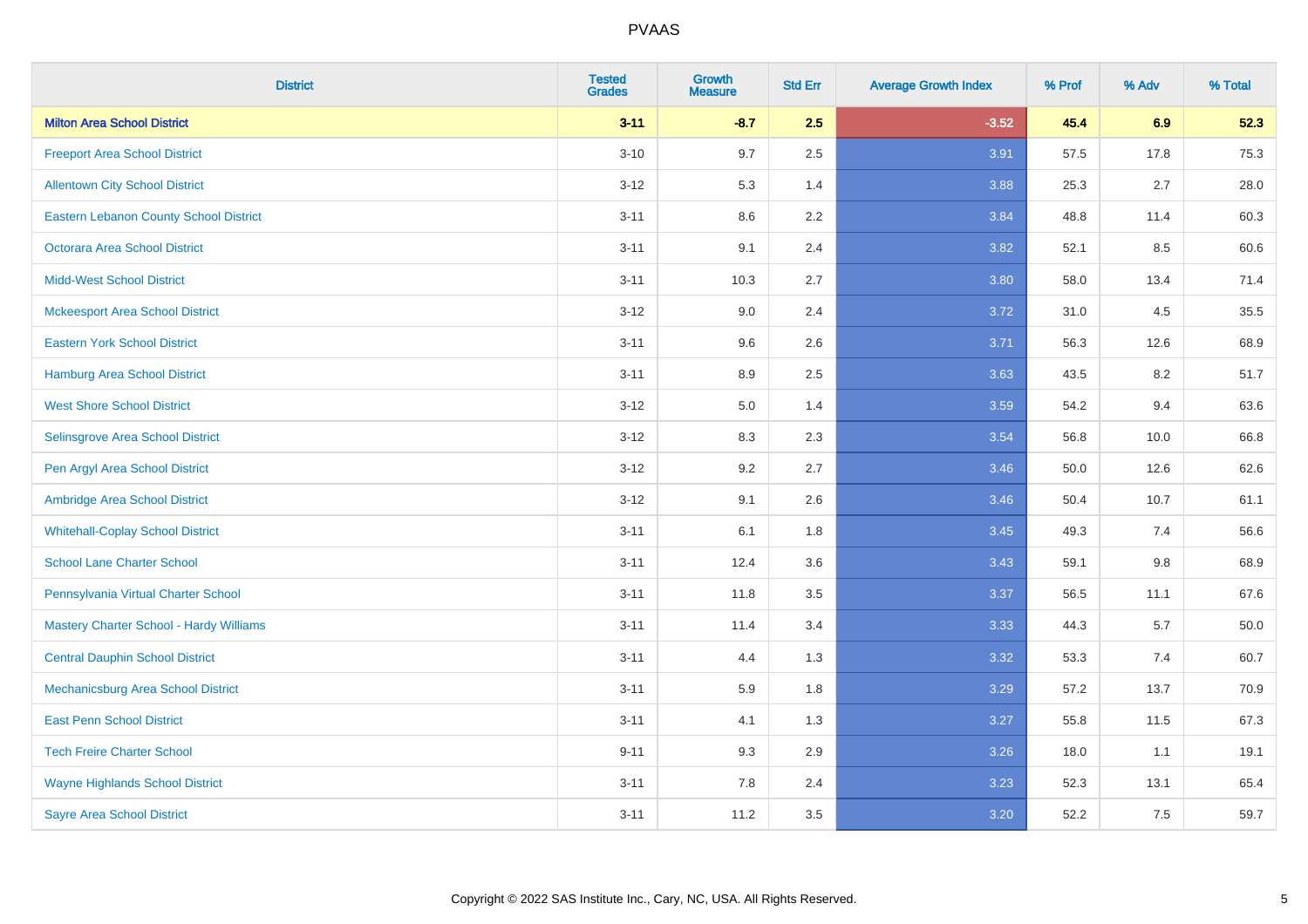# PVAAS

| District | Tested Grades | Growth Measure | Std Err | Average Growth Index | % Prof | % Adv | % Total |
|---|---|---|---|---|---|---|---|
| **Milton Area School District** | **3-11** | **-8.7** | **2.5** | **-3.52** | **45.4** | **6.9** | **52.3** |
| Freeport Area School District | 3-10 | 9.7 | 2.5 | 3.91 | 57.5 | 17.8 | 75.3 |
| Allentown City School District | 3-12 | 5.3 | 1.4 | 3.88 | 25.3 | 2.7 | 28.0 |
| Eastern Lebanon County School District | 3-11 | 8.6 | 2.2 | 3.84 | 48.8 | 11.4 | 60.3 |
| Octorara Area School District | 3-11 | 9.1 | 2.4 | 3.82 | 52.1 | 8.5 | 60.6 |
| Midd-West School District | 3-11 | 10.3 | 2.7 | 3.80 | 58.0 | 13.4 | 71.4 |
| Mckeesport Area School District | 3-12 | 9.0 | 2.4 | 3.72 | 31.0 | 4.5 | 35.5 |
| Eastern York School District | 3-11 | 9.6 | 2.6 | 3.71 | 56.3 | 12.6 | 68.9 |
| Hamburg Area School District | 3-11 | 8.9 | 2.5 | 3.63 | 43.5 | 8.2 | 51.7 |
| West Shore School District | 3-12 | 5.0 | 1.4 | 3.59 | 54.2 | 9.4 | 63.6 |
| Selinsgrove Area School District | 3-12 | 8.3 | 2.3 | 3.54 | 56.8 | 10.0 | 66.8 |
| Pen Argyl Area School District | 3-12 | 9.2 | 2.7 | 3.46 | 50.0 | 12.6 | 62.6 |
| Ambridge Area School District | 3-12 | 9.1 | 2.6 | 3.46 | 50.4 | 10.7 | 61.1 |
| Whitehall-Coplay School District | 3-11 | 6.1 | 1.8 | 3.45 | 49.3 | 7.4 | 56.6 |
| School Lane Charter School | 3-11 | 12.4 | 3.6 | 3.43 | 59.1 | 9.8 | 68.9 |
| Pennsylvania Virtual Charter School | 3-11 | 11.8 | 3.5 | 3.37 | 56.5 | 11.1 | 67.6 |
| Mastery Charter School - Hardy Williams | 3-11 | 11.4 | 3.4 | 3.33 | 44.3 | 5.7 | 50.0 |
| Central Dauphin School District | 3-11 | 4.4 | 1.3 | 3.32 | 53.3 | 7.4 | 60.7 |
| Mechanicsburg Area School District | 3-11 | 5.9 | 1.8 | 3.29 | 57.2 | 13.7 | 70.9 |
| East Penn School District | 3-11 | 4.1 | 1.3 | 3.27 | 55.8 | 11.5 | 67.3 |
| Tech Freire Charter School | 9-11 | 9.3 | 2.9 | 3.26 | 18.0 | 1.1 | 19.1 |
| Wayne Highlands School District | 3-11 | 7.8 | 2.4 | 3.23 | 52.3 | 13.1 | 65.4 |
| Sayre Area School District | 3-11 | 11.2 | 3.5 | 3.20 | 52.2 | 7.5 | 59.7 |

Copyright © 2022 SAS Institute Inc., Cary, NC, USA. All Rights Reserved.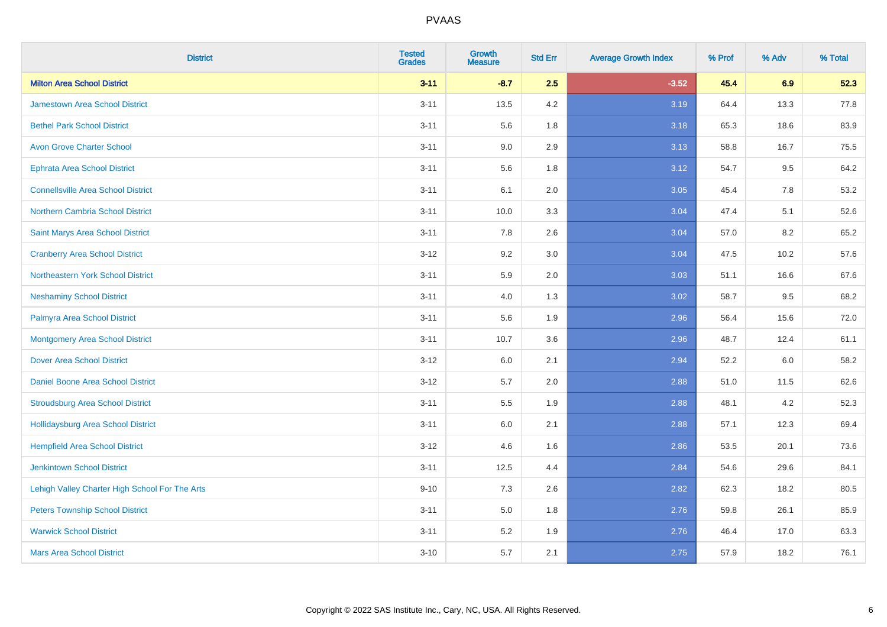# PVAAS

| District | Tested Grades | Growth Measure | Std Err | Average Growth Index | % Prof | % Adv | % Total |
|---|---|---|---|---|---|---|---|
| **Milton Area School District** | **3-11** | **-8.7** | **2.5** | **-3.52** | **45.4** | **6.9** | **52.3** |
| Jamestown Area School District | 3-11 | 13.5 | 4.2 | 3.19 | 64.4 | 13.3 | 77.8 |
| Bethel Park School District | 3-11 | 5.6 | 1.8 | 3.18 | 65.3 | 18.6 | 83.9 |
| Avon Grove Charter School | 3-11 | 9.0 | 2.9 | 3.13 | 58.8 | 16.7 | 75.5 |
| Ephrata Area School District | 3-11 | 5.6 | 1.8 | 3.12 | 54.7 | 9.5 | 64.2 |
| Connellsville Area School District | 3-11 | 6.1 | 2.0 | 3.05 | 45.4 | 7.8 | 53.2 |
| Northern Cambria School District | 3-11 | 10.0 | 3.3 | 3.04 | 47.4 | 5.1 | 52.6 |
| Saint Marys Area School District | 3-11 | 7.8 | 2.6 | 3.04 | 57.0 | 8.2 | 65.2 |
| Cranberry Area School District | 3-12 | 9.2 | 3.0 | 3.04 | 47.5 | 10.2 | 57.6 |
| Northeastern York School District | 3-11 | 5.9 | 2.0 | 3.03 | 51.1 | 16.6 | 67.6 |
| Neshaminy School District | 3-11 | 4.0 | 1.3 | 3.02 | 58.7 | 9.5 | 68.2 |
| Palmyra Area School District | 3-11 | 5.6 | 1.9 | 2.96 | 56.4 | 15.6 | 72.0 |
| Montgomery Area School District | 3-11 | 10.7 | 3.6 | 2.96 | 48.7 | 12.4 | 61.1 |
| Dover Area School District | 3-12 | 6.0 | 2.1 | 2.94 | 52.2 | 6.0 | 58.2 |
| Daniel Boone Area School District | 3-12 | 5.7 | 2.0 | 2.88 | 51.0 | 11.5 | 62.6 |
| Stroudsburg Area School District | 3-11 | 5.5 | 1.9 | 2.88 | 48.1 | 4.2 | 52.3 |
| Hollidaysburg Area School District | 3-11 | 6.0 | 2.1 | 2.88 | 57.1 | 12.3 | 69.4 |
| Hempfield Area School District | 3-12 | 4.6 | 1.6 | 2.86 | 53.5 | 20.1 | 73.6 |
| Jenkintown School District | 3-11 | 12.5 | 4.4 | 2.84 | 54.6 | 29.6 | 84.1 |
| Lehigh Valley Charter High School For The Arts | 9-10 | 7.3 | 2.6 | 2.82 | 62.3 | 18.2 | 80.5 |
| Peters Township School District | 3-11 | 5.0 | 1.8 | 2.76 | 59.8 | 26.1 | 85.9 |
| Warwick School District | 3-11 | 5.2 | 1.9 | 2.76 | 46.4 | 17.0 | 63.3 |
| Mars Area School District | 3-10 | 5.7 | 2.1 | 2.75 | 57.9 | 18.2 | 76.1 |

Copyright © 2022 SAS Institute Inc., Cary, NC, USA. All Rights Reserved.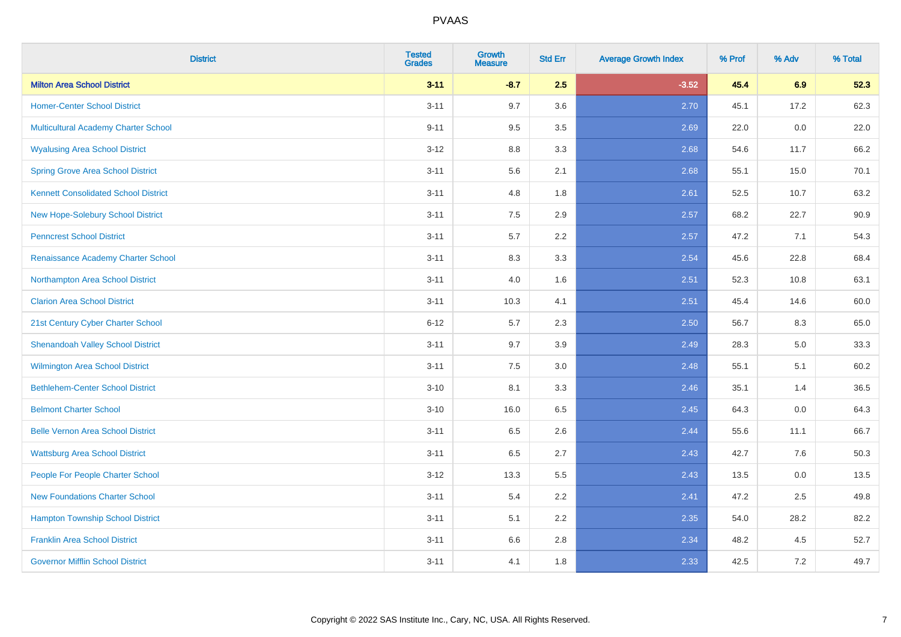PVAAS

| District | Tested Grades | Growth Measure | Std Err | Average Growth Index | % Prof | % Adv | % Total |
|---|---|---|---|---|---|---|---|
| **Milton Area School District** | **3-11** | **-8.7** | **2.5** | **-3.52** | **45.4** | **6.9** | **52.3** |
| Homer-Center School District | 3-11 | 9.7 | 3.6 | 2.70 | 45.1 | 17.2 | 62.3 |
| Multicultural Academy Charter School | 9-11 | 9.5 | 3.5 | 2.69 | 22.0 | 0.0 | 22.0 |
| Wyalusing Area School District | 3-12 | 8.8 | 3.3 | 2.68 | 54.6 | 11.7 | 66.2 |
| Spring Grove Area School District | 3-11 | 5.6 | 2.1 | 2.68 | 55.1 | 15.0 | 70.1 |
| Kennett Consolidated School District | 3-11 | 4.8 | 1.8 | 2.61 | 52.5 | 10.7 | 63.2 |
| New Hope-Solebury School District | 3-11 | 7.5 | 2.9 | 2.57 | 68.2 | 22.7 | 90.9 |
| Penncrest School District | 3-11 | 5.7 | 2.2 | 2.57 | 47.2 | 7.1 | 54.3 |
| Renaissance Academy Charter School | 3-11 | 8.3 | 3.3 | 2.54 | 45.6 | 22.8 | 68.4 |
| Northampton Area School District | 3-11 | 4.0 | 1.6 | 2.51 | 52.3 | 10.8 | 63.1 |
| Clarion Area School District | 3-11 | 10.3 | 4.1 | 2.51 | 45.4 | 14.6 | 60.0 |
| 21st Century Cyber Charter School | 6-12 | 5.7 | 2.3 | 2.50 | 56.7 | 8.3 | 65.0 |
| Shenandoah Valley School District | 3-11 | 9.7 | 3.9 | 2.49 | 28.3 | 5.0 | 33.3 |
| Wilmington Area School District | 3-11 | 7.5 | 3.0 | 2.48 | 55.1 | 5.1 | 60.2 |
| Bethlehem-Center School District | 3-10 | 8.1 | 3.3 | 2.46 | 35.1 | 1.4 | 36.5 |
| Belmont Charter School | 3-10 | 16.0 | 6.5 | 2.45 | 64.3 | 0.0 | 64.3 |
| Belle Vernon Area School District | 3-11 | 6.5 | 2.6 | 2.44 | 55.6 | 11.1 | 66.7 |
| Wattsburg Area School District | 3-11 | 6.5 | 2.7 | 2.43 | 42.7 | 7.6 | 50.3 |
| People For People Charter School | 3-12 | 13.3 | 5.5 | 2.43 | 13.5 | 0.0 | 13.5 |
| New Foundations Charter School | 3-11 | 5.4 | 2.2 | 2.41 | 47.2 | 2.5 | 49.8 |
| Hampton Township School District | 3-11 | 5.1 | 2.2 | 2.35 | 54.0 | 28.2 | 82.2 |
| Franklin Area School District | 3-11 | 6.6 | 2.8 | 2.34 | 48.2 | 4.5 | 52.7 |
| Governor Mifflin School District | 3-11 | 4.1 | 1.8 | 2.33 | 42.5 | 7.2 | 49.7 |

Copyright © 2022 SAS Institute Inc., Cary, NC, USA. All Rights Reserved.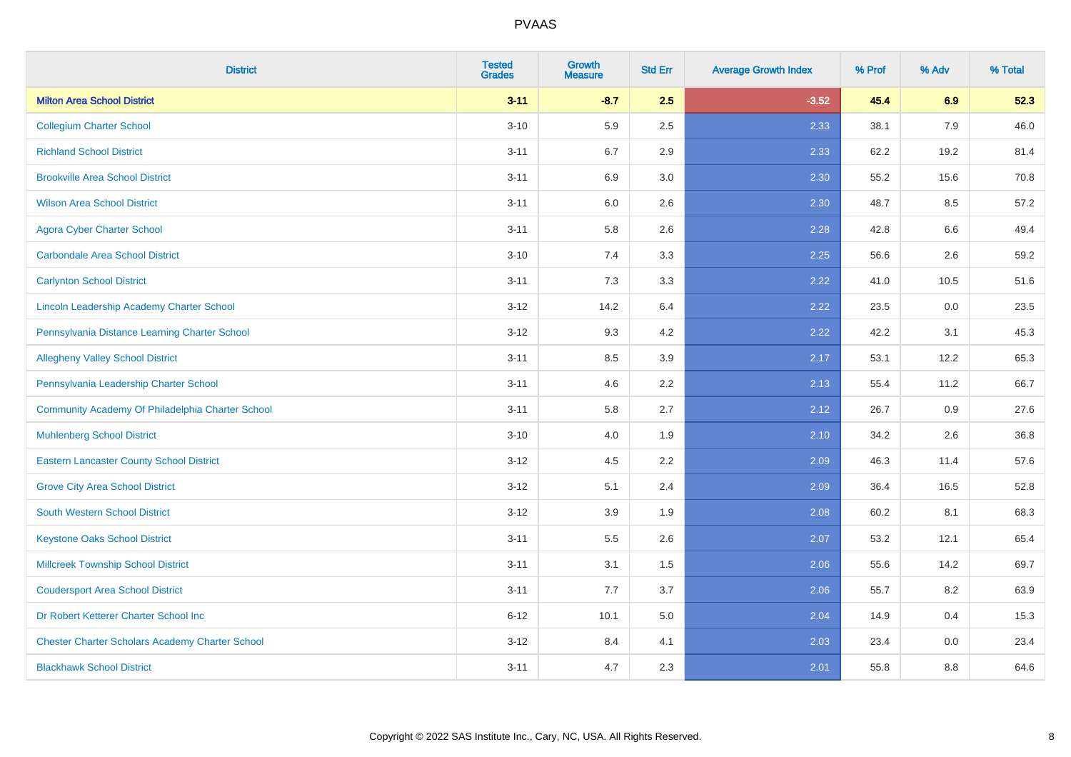# PVAAS

| District | Tested Grades | Growth Measure | Std Err | Average Growth Index | % Prof | % Adv | % Total |
|---|---|---|---|---|---|---|---|
| **Milton Area School District** | **3-11** | **-8.7** | **2.5** | **-3.52** | **45.4** | **6.9** | **52.3** |
| Collegium Charter School | 3-10 | 5.9 | 2.5 | 2.33 | 38.1 | 7.9 | 46.0 |
| Richland School District | 3-11 | 6.7 | 2.9 | 2.33 | 62.2 | 19.2 | 81.4 |
| Brookville Area School District | 3-11 | 6.9 | 3.0 | 2.30 | 55.2 | 15.6 | 70.8 |
| Wilson Area School District | 3-11 | 6.0 | 2.6 | 2.30 | 48.7 | 8.5 | 57.2 |
| Agora Cyber Charter School | 3-11 | 5.8 | 2.6 | 2.28 | 42.8 | 6.6 | 49.4 |
| Carbondale Area School District | 3-10 | 7.4 | 3.3 | 2.25 | 56.6 | 2.6 | 59.2 |
| Carlynton School District | 3-11 | 7.3 | 3.3 | 2.22 | 41.0 | 10.5 | 51.6 |
| Lincoln Leadership Academy Charter School | 3-12 | 14.2 | 6.4 | 2.22 | 23.5 | 0.0 | 23.5 |
| Pennsylvania Distance Learning Charter School | 3-12 | 9.3 | 4.2 | 2.22 | 42.2 | 3.1 | 45.3 |
| Allegheny Valley School District | 3-11 | 8.5 | 3.9 | 2.17 | 53.1 | 12.2 | 65.3 |
| Pennsylvania Leadership Charter School | 3-11 | 4.6 | 2.2 | 2.13 | 55.4 | 11.2 | 66.7 |
| Community Academy Of Philadelphia Charter School | 3-11 | 5.8 | 2.7 | 2.12 | 26.7 | 0.9 | 27.6 |
| Muhlenberg School District | 3-10 | 4.0 | 1.9 | 2.10 | 34.2 | 2.6 | 36.8 |
| Eastern Lancaster County School District | 3-12 | 4.5 | 2.2 | 2.09 | 46.3 | 11.4 | 57.6 |
| Grove City Area School District | 3-12 | 5.1 | 2.4 | 2.09 | 36.4 | 16.5 | 52.8 |
| South Western School District | 3-12 | 3.9 | 1.9 | 2.08 | 60.2 | 8.1 | 68.3 |
| Keystone Oaks School District | 3-11 | 5.5 | 2.6 | 2.07 | 53.2 | 12.1 | 65.4 |
| Millcreek Township School District | 3-11 | 3.1 | 1.5 | 2.06 | 55.6 | 14.2 | 69.7 |
| Coudersport Area School District | 3-11 | 7.7 | 3.7 | 2.06 | 55.7 | 8.2 | 63.9 |
| Dr Robert Ketterer Charter School Inc | 6-12 | 10.1 | 5.0 | 2.04 | 14.9 | 0.4 | 15.3 |
| Chester Charter Scholars Academy Charter School | 3-12 | 8.4 | 4.1 | 2.03 | 23.4 | 0.0 | 23.4 |
| Blackhawk School District | 3-11 | 4.7 | 2.3 | 2.01 | 55.8 | 8.8 | 64.6 |

Copyright © 2022 SAS Institute Inc., Cary, NC, USA. All Rights Reserved.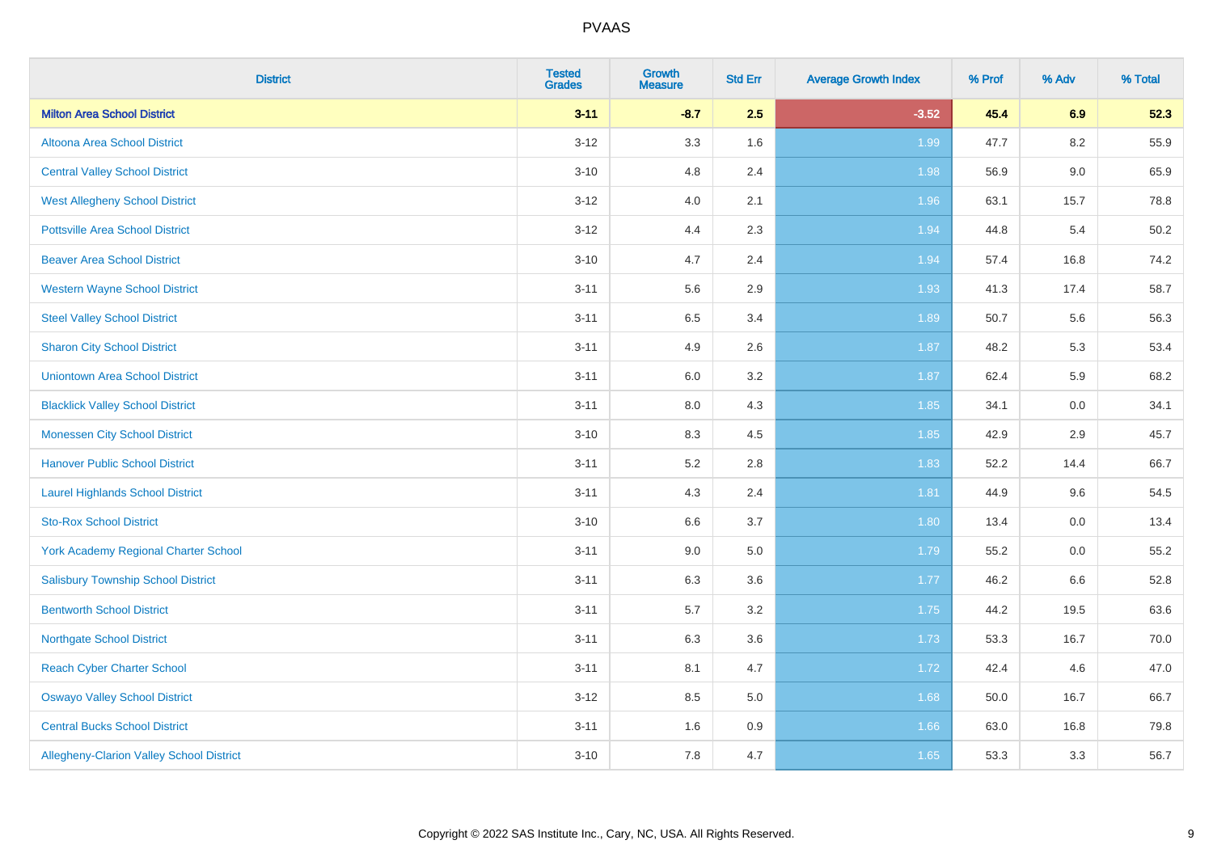# PVAAS

| District | Tested Grades | Growth Measure | Std Err | Average Growth Index | % Prof | % Adv | % Total |
|---|---|---|---|---|---|---|---|
| **Milton Area School District** | **3-11** | **-8.7** | **2.5** | **-3.52** | **45.4** | **6.9** | **52.3** |
| Altoona Area School District | 3-12 | 3.3 | 1.6 | 1.99 | 47.7 | 8.2 | 55.9 |
| Central Valley School District | 3-10 | 4.8 | 2.4 | 1.98 | 56.9 | 9.0 | 65.9 |
| West Allegheny School District | 3-12 | 4.0 | 2.1 | 1.96 | 63.1 | 15.7 | 78.8 |
| Pottsville Area School District | 3-12 | 4.4 | 2.3 | 1.94 | 44.8 | 5.4 | 50.2 |
| Beaver Area School District | 3-10 | 4.7 | 2.4 | 1.94 | 57.4 | 16.8 | 74.2 |
| Western Wayne School District | 3-11 | 5.6 | 2.9 | 1.93 | 41.3 | 17.4 | 58.7 |
| Steel Valley School District | 3-11 | 6.5 | 3.4 | 1.89 | 50.7 | 5.6 | 56.3 |
| Sharon City School District | 3-11 | 4.9 | 2.6 | 1.87 | 48.2 | 5.3 | 53.4 |
| Uniontown Area School District | 3-11 | 6.0 | 3.2 | 1.87 | 62.4 | 5.9 | 68.2 |
| Blacklick Valley School District | 3-11 | 8.0 | 4.3 | 1.85 | 34.1 | 0.0 | 34.1 |
| Monessen City School District | 3-10 | 8.3 | 4.5 | 1.85 | 42.9 | 2.9 | 45.7 |
| Hanover Public School District | 3-11 | 5.2 | 2.8 | 1.83 | 52.2 | 14.4 | 66.7 |
| Laurel Highlands School District | 3-11 | 4.3 | 2.4 | 1.81 | 44.9 | 9.6 | 54.5 |
| Sto-Rox School District | 3-10 | 6.6 | 3.7 | 1.80 | 13.4 | 0.0 | 13.4 |
| York Academy Regional Charter School | 3-11 | 9.0 | 5.0 | 1.79 | 55.2 | 0.0 | 55.2 |
| Salisbury Township School District | 3-11 | 6.3 | 3.6 | 1.77 | 46.2 | 6.6 | 52.8 |
| Bentworth School District | 3-11 | 5.7 | 3.2 | 1.75 | 44.2 | 19.5 | 63.6 |
| Northgate School District | 3-11 | 6.3 | 3.6 | 1.73 | 53.3 | 16.7 | 70.0 |
| Reach Cyber Charter School | 3-11 | 8.1 | 4.7 | 1.72 | 42.4 | 4.6 | 47.0 |
| Oswayo Valley School District | 3-12 | 8.5 | 5.0 | 1.68 | 50.0 | 16.7 | 66.7 |
| Central Bucks School District | 3-11 | 1.6 | 0.9 | 1.66 | 63.0 | 16.8 | 79.8 |
| Allegheny-Clarion Valley School District | 3-10 | 7.8 | 4.7 | 1.65 | 53.3 | 3.3 | 56.7 |

Copyright © 2022 SAS Institute Inc., Cary, NC, USA. All Rights Reserved.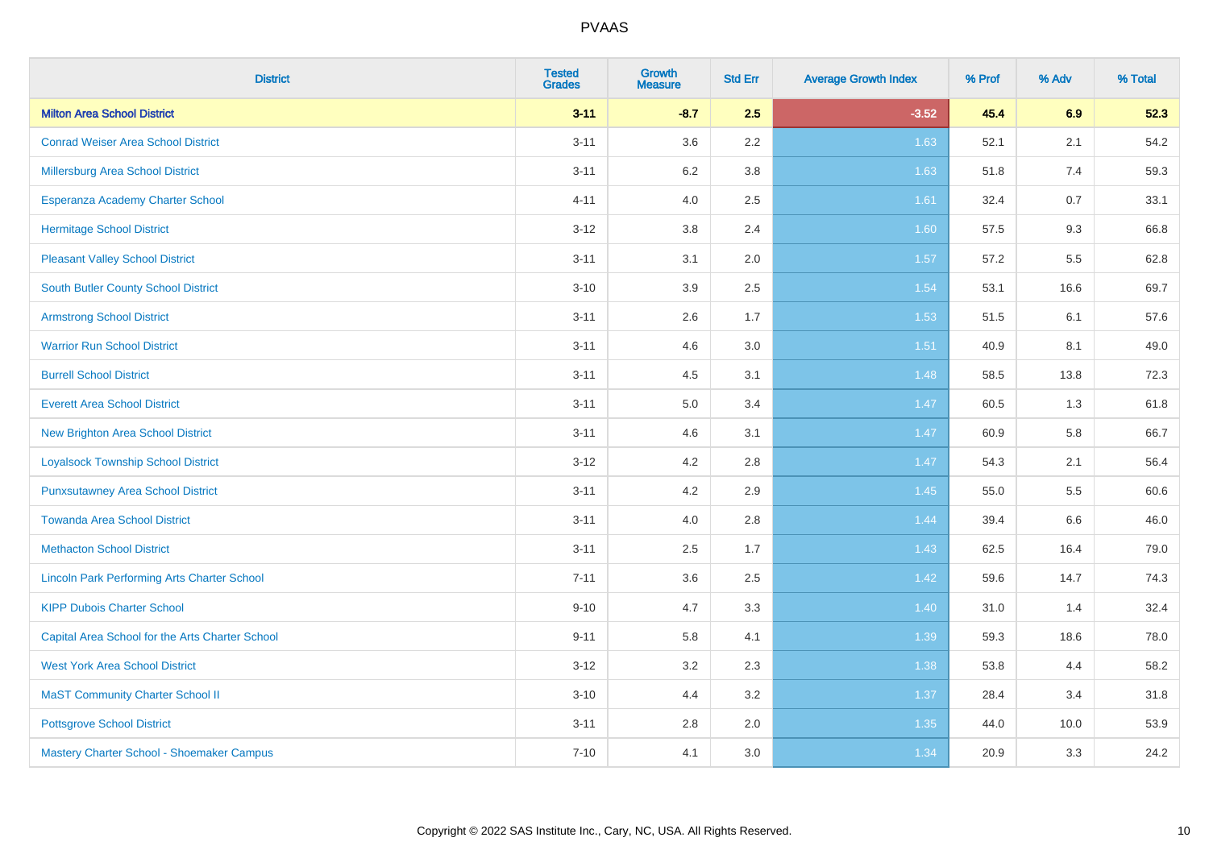# PVAAS

| District | Tested Grades | Growth Measure | Std Err | Average Growth Index | % Prof | % Adv | % Total |
|---|---|---|---|---|---|---|---|
| **Milton Area School District** | **3-11** | **-8.7** | **2.5** | **-3.52** | **45.4** | **6.9** | **52.3** |
| Conrad Weiser Area School District | 3-11 | 3.6 | 2.2 | 1.63 | 52.1 | 2.1 | 54.2 |
| Millersburg Area School District | 3-11 | 6.2 | 3.8 | 1.63 | 51.8 | 7.4 | 59.3 |
| Esperanza Academy Charter School | 4-11 | 4.0 | 2.5 | 1.61 | 32.4 | 0.7 | 33.1 |
| Hermitage School District | 3-12 | 3.8 | 2.4 | 1.60 | 57.5 | 9.3 | 66.8 |
| Pleasant Valley School District | 3-11 | 3.1 | 2.0 | 1.57 | 57.2 | 5.5 | 62.8 |
| South Butler County School District | 3-10 | 3.9 | 2.5 | 1.54 | 53.1 | 16.6 | 69.7 |
| Armstrong School District | 3-11 | 2.6 | 1.7 | 1.53 | 51.5 | 6.1 | 57.6 |
| Warrior Run School District | 3-11 | 4.6 | 3.0 | 1.51 | 40.9 | 8.1 | 49.0 |
| Burrell School District | 3-11 | 4.5 | 3.1 | 1.48 | 58.5 | 13.8 | 72.3 |
| Everett Area School District | 3-11 | 5.0 | 3.4 | 1.47 | 60.5 | 1.3 | 61.8 |
| New Brighton Area School District | 3-11 | 4.6 | 3.1 | 1.47 | 60.9 | 5.8 | 66.7 |
| Loyalsock Township School District | 3-12 | 4.2 | 2.8 | 1.47 | 54.3 | 2.1 | 56.4 |
| Punxsutawney Area School District | 3-11 | 4.2 | 2.9 | 1.45 | 55.0 | 5.5 | 60.6 |
| Towanda Area School District | 3-11 | 4.0 | 2.8 | 1.44 | 39.4 | 6.6 | 46.0 |
| Methacton School District | 3-11 | 2.5 | 1.7 | 1.43 | 62.5 | 16.4 | 79.0 |
| Lincoln Park Performing Arts Charter School | 7-11 | 3.6 | 2.5 | 1.42 | 59.6 | 14.7 | 74.3 |
| KIPP Dubois Charter School | 9-10 | 4.7 | 3.3 | 1.40 | 31.0 | 1.4 | 32.4 |
| Capital Area School for the Arts Charter School | 9-11 | 5.8 | 4.1 | 1.39 | 59.3 | 18.6 | 78.0 |
| West York Area School District | 3-12 | 3.2 | 2.3 | 1.38 | 53.8 | 4.4 | 58.2 |
| MaST Community Charter School II | 3-10 | 4.4 | 3.2 | 1.37 | 28.4 | 3.4 | 31.8 |
| Pottsgrove School District | 3-11 | 2.8 | 2.0 | 1.35 | 44.0 | 10.0 | 53.9 |
| Mastery Charter School - Shoemaker Campus | 7-10 | 4.1 | 3.0 | 1.34 | 20.9 | 3.3 | 24.2 |

Copyright © 2022 SAS Institute Inc., Cary, NC, USA. All Rights Reserved.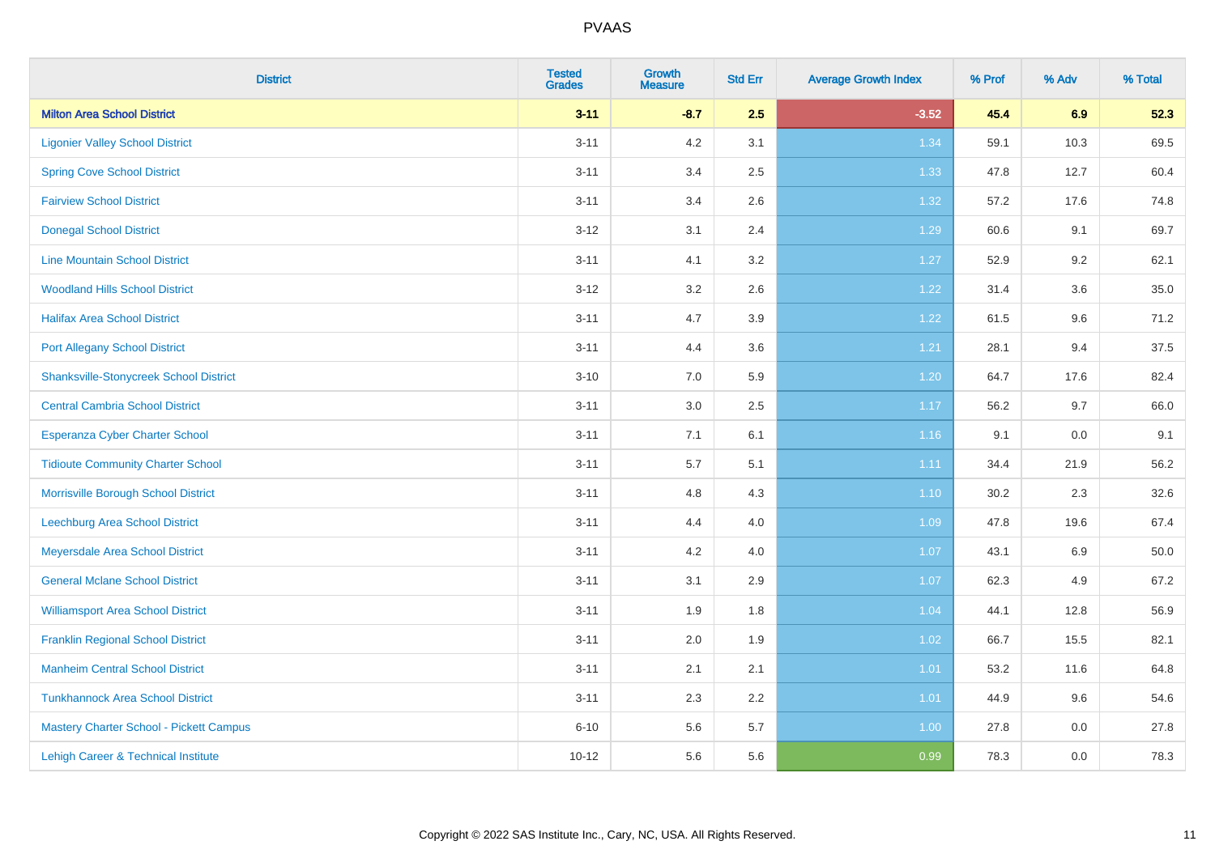# PVAAS

| District | Tested Grades | Growth Measure | Std Err | Average Growth Index | % Prof | % Adv | % Total |
|---|---|---|---|---|---|---|---|
| **Milton Area School District** | **3-11** | **-8.7** | **2.5** | **-3.52** | **45.4** | **6.9** | **52.3** |
| Ligonier Valley School District | 3-11 | 4.2 | 3.1 | 1.34 | 59.1 | 10.3 | 69.5 |
| Spring Cove School District | 3-11 | 3.4 | 2.5 | 1.33 | 47.8 | 12.7 | 60.4 |
| Fairview School District | 3-11 | 3.4 | 2.6 | 1.32 | 57.2 | 17.6 | 74.8 |
| Donegal School District | 3-12 | 3.1 | 2.4 | 1.29 | 60.6 | 9.1 | 69.7 |
| Line Mountain School District | 3-11 | 4.1 | 3.2 | 1.27 | 52.9 | 9.2 | 62.1 |
| Woodland Hills School District | 3-12 | 3.2 | 2.6 | 1.22 | 31.4 | 3.6 | 35.0 |
| Halifax Area School District | 3-11 | 4.7 | 3.9 | 1.22 | 61.5 | 9.6 | 71.2 |
| Port Allegany School District | 3-11 | 4.4 | 3.6 | 1.21 | 28.1 | 9.4 | 37.5 |
| Shanksville-Stonycreek School District | 3-10 | 7.0 | 5.9 | 1.20 | 64.7 | 17.6 | 82.4 |
| Central Cambria School District | 3-11 | 3.0 | 2.5 | 1.17 | 56.2 | 9.7 | 66.0 |
| Esperanza Cyber Charter School | 3-11 | 7.1 | 6.1 | 1.16 | 9.1 | 0.0 | 9.1 |
| Tidioute Community Charter School | 3-11 | 5.7 | 5.1 | 1.11 | 34.4 | 21.9 | 56.2 |
| Morrisville Borough School District | 3-11 | 4.8 | 4.3 | 1.10 | 30.2 | 2.3 | 32.6 |
| Leechburg Area School District | 3-11 | 4.4 | 4.0 | 1.09 | 47.8 | 19.6 | 67.4 |
| Meyersdale Area School District | 3-11 | 4.2 | 4.0 | 1.07 | 43.1 | 6.9 | 50.0 |
| General Mclane School District | 3-11 | 3.1 | 2.9 | 1.07 | 62.3 | 4.9 | 67.2 |
| Williamsport Area School District | 3-11 | 1.9 | 1.8 | 1.04 | 44.1 | 12.8 | 56.9 |
| Franklin Regional School District | 3-11 | 2.0 | 1.9 | 1.02 | 66.7 | 15.5 | 82.1 |
| Manheim Central School District | 3-11 | 2.1 | 2.1 | 1.01 | 53.2 | 11.6 | 64.8 |
| Tunkhannock Area School District | 3-11 | 2.3 | 2.2 | 1.01 | 44.9 | 9.6 | 54.6 |
| Mastery Charter School - Pickett Campus | 6-10 | 5.6 | 5.7 | 1.00 | 27.8 | 0.0 | 27.8 |
| Lehigh Career & Technical Institute | 10-12 | 5.6 | 5.6 | 0.99 | 78.3 | 0.0 | 78.3 |

Copyright © 2022 SAS Institute Inc., Cary, NC, USA. All Rights Reserved.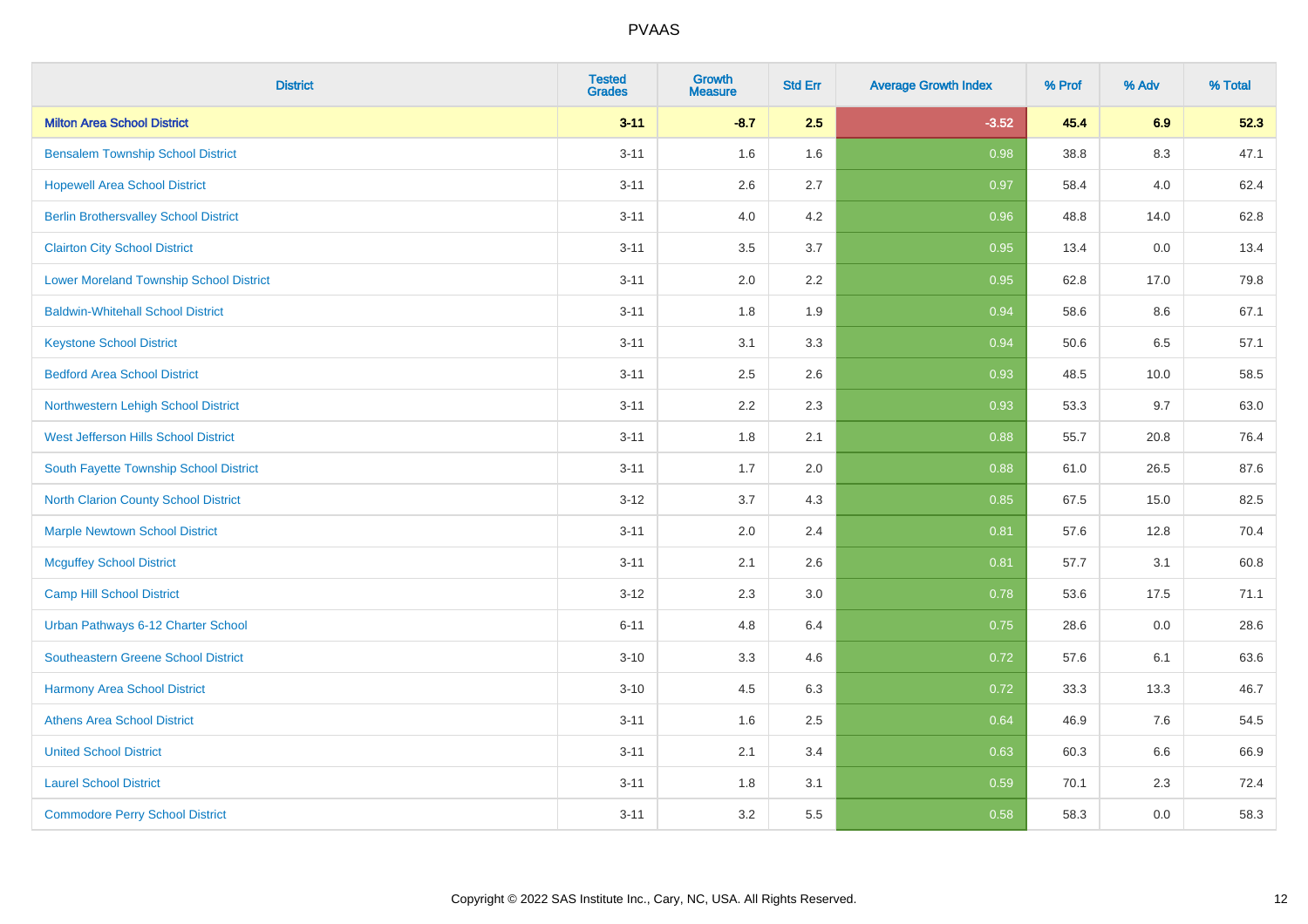# PVAAS

| District | Tested Grades | Growth Measure | Std Err | Average Growth Index | % Prof | % Adv | % Total |
|---|---|---|---|---|---|---|---|
| **Milton Area School District** | **3-11** | **-8.7** | **2.5** | **-3.52** | **45.4** | **6.9** | **52.3** |
| Bensalem Township School District | 3-11 | 1.6 | 1.6 | 0.98 | 38.8 | 8.3 | 47.1 |
| Hopewell Area School District | 3-11 | 2.6 | 2.7 | 0.97 | 58.4 | 4.0 | 62.4 |
| Berlin Brothersvalley School District | 3-11 | 4.0 | 4.2 | 0.96 | 48.8 | 14.0 | 62.8 |
| Clairton City School District | 3-11 | 3.5 | 3.7 | 0.95 | 13.4 | 0.0 | 13.4 |
| Lower Moreland Township School District | 3-11 | 2.0 | 2.2 | 0.95 | 62.8 | 17.0 | 79.8 |
| Baldwin-Whitehall School District | 3-11 | 1.8 | 1.9 | 0.94 | 58.6 | 8.6 | 67.1 |
| Keystone School District | 3-11 | 3.1 | 3.3 | 0.94 | 50.6 | 6.5 | 57.1 |
| Bedford Area School District | 3-11 | 2.5 | 2.6 | 0.93 | 48.5 | 10.0 | 58.5 |
| Northwestern Lehigh School District | 3-11 | 2.2 | 2.3 | 0.93 | 53.3 | 9.7 | 63.0 |
| West Jefferson Hills School District | 3-11 | 1.8 | 2.1 | 0.88 | 55.7 | 20.8 | 76.4 |
| South Fayette Township School District | 3-11 | 1.7 | 2.0 | 0.88 | 61.0 | 26.5 | 87.6 |
| North Clarion County School District | 3-12 | 3.7 | 4.3 | 0.85 | 67.5 | 15.0 | 82.5 |
| Marple Newtown School District | 3-11 | 2.0 | 2.4 | 0.81 | 57.6 | 12.8 | 70.4 |
| Mcguffey School District | 3-11 | 2.1 | 2.6 | 0.81 | 57.7 | 3.1 | 60.8 |
| Camp Hill School District | 3-12 | 2.3 | 3.0 | 0.78 | 53.6 | 17.5 | 71.1 |
| Urban Pathways 6-12 Charter School | 6-11 | 4.8 | 6.4 | 0.75 | 28.6 | 0.0 | 28.6 |
| Southeastern Greene School District | 3-10 | 3.3 | 4.6 | 0.72 | 57.6 | 6.1 | 63.6 |
| Harmony Area School District | 3-10 | 4.5 | 6.3 | 0.72 | 33.3 | 13.3 | 46.7 |
| Athens Area School District | 3-11 | 1.6 | 2.5 | 0.64 | 46.9 | 7.6 | 54.5 |
| United School District | 3-11 | 2.1 | 3.4 | 0.63 | 60.3 | 6.6 | 66.9 |
| Laurel School District | 3-11 | 1.8 | 3.1 | 0.59 | 70.1 | 2.3 | 72.4 |
| Commodore Perry School District | 3-11 | 3.2 | 5.5 | 0.58 | 58.3 | 0.0 | 58.3 |

Copyright © 2022 SAS Institute Inc., Cary, NC, USA. All Rights Reserved.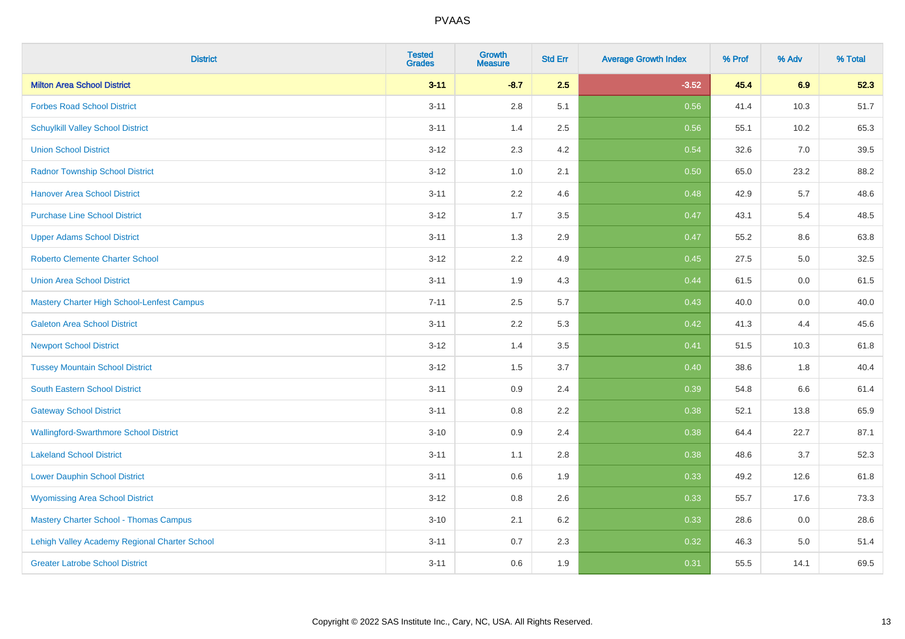# PVAAS

| District | Tested Grades | Growth Measure | Std Err | Average Growth Index | % Prof | % Adv | % Total |
|---|---|---|---|---|---|---|---|
| **Milton Area School District** | **3-11** | **-8.7** | **2.5** | **-3.52** | **45.4** | **6.9** | **52.3** |
| Forbes Road School District | 3-11 | 2.8 | 5.1 | 0.56 | 41.4 | 10.3 | 51.7 |
| Schuylkill Valley School District | 3-11 | 1.4 | 2.5 | 0.56 | 55.1 | 10.2 | 65.3 |
| Union School District | 3-12 | 2.3 | 4.2 | 0.54 | 32.6 | 7.0 | 39.5 |
| Radnor Township School District | 3-12 | 1.0 | 2.1 | 0.50 | 65.0 | 23.2 | 88.2 |
| Hanover Area School District | 3-11 | 2.2 | 4.6 | 0.48 | 42.9 | 5.7 | 48.6 |
| Purchase Line School District | 3-12 | 1.7 | 3.5 | 0.47 | 43.1 | 5.4 | 48.5 |
| Upper Adams School District | 3-11 | 1.3 | 2.9 | 0.47 | 55.2 | 8.6 | 63.8 |
| Roberto Clemente Charter School | 3-12 | 2.2 | 4.9 | 0.45 | 27.5 | 5.0 | 32.5 |
| Union Area School District | 3-11 | 1.9 | 4.3 | 0.44 | 61.5 | 0.0 | 61.5 |
| Mastery Charter High School-Lenfest Campus | 7-11 | 2.5 | 5.7 | 0.43 | 40.0 | 0.0 | 40.0 |
| Galeton Area School District | 3-11 | 2.2 | 5.3 | 0.42 | 41.3 | 4.4 | 45.6 |
| Newport School District | 3-12 | 1.4 | 3.5 | 0.41 | 51.5 | 10.3 | 61.8 |
| Tussey Mountain School District | 3-12 | 1.5 | 3.7 | 0.40 | 38.6 | 1.8 | 40.4 |
| South Eastern School District | 3-11 | 0.9 | 2.4 | 0.39 | 54.8 | 6.6 | 61.4 |
| Gateway School District | 3-11 | 0.8 | 2.2 | 0.38 | 52.1 | 13.8 | 65.9 |
| Wallingford-Swarthmore School District | 3-10 | 0.9 | 2.4 | 0.38 | 64.4 | 22.7 | 87.1 |
| Lakeland School District | 3-11 | 1.1 | 2.8 | 0.38 | 48.6 | 3.7 | 52.3 |
| Lower Dauphin School District | 3-11 | 0.6 | 1.9 | 0.33 | 49.2 | 12.6 | 61.8 |
| Wyomissing Area School District | 3-12 | 0.8 | 2.6 | 0.33 | 55.7 | 17.6 | 73.3 |
| Mastery Charter School - Thomas Campus | 3-10 | 2.1 | 6.2 | 0.33 | 28.6 | 0.0 | 28.6 |
| Lehigh Valley Academy Regional Charter School | 3-11 | 0.7 | 2.3 | 0.32 | 46.3 | 5.0 | 51.4 |
| Greater Latrobe School District | 3-11 | 0.6 | 1.9 | 0.31 | 55.5 | 14.1 | 69.5 |

Copyright © 2022 SAS Institute Inc., Cary, NC, USA. All Rights Reserved.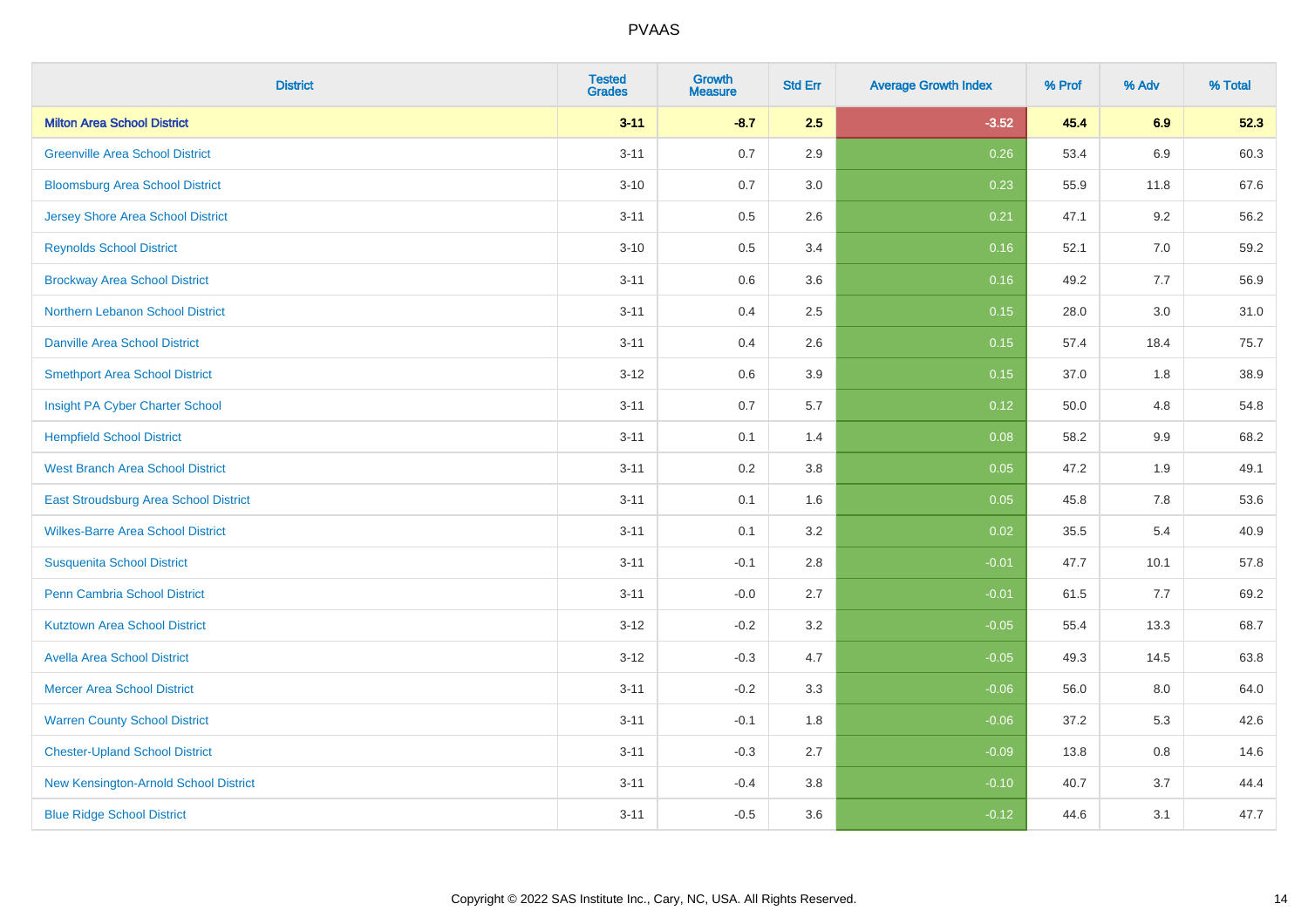| District | Tested Grades | Growth Measure | Std Err | Average Growth Index | % Prof | % Adv | % Total |
|---|---|---|---|---|---|---|---|
| **Milton Area School District** | **3-11** | **-8.7** | **2.5** | **-3.52** | **45.4** | **6.9** | **52.3** |
| Greenville Area School District | 3-11 | 0.7 | 2.9 | 0.26 | 53.4 | 6.9 | 60.3 |
| Bloomsburg Area School District | 3-10 | 0.7 | 3.0 | 0.23 | 55.9 | 11.8 | 67.6 |
| Jersey Shore Area School District | 3-11 | 0.5 | 2.6 | 0.21 | 47.1 | 9.2 | 56.2 |
| Reynolds School District | 3-10 | 0.5 | 3.4 | 0.16 | 52.1 | 7.0 | 59.2 |
| Brockway Area School District | 3-11 | 0.6 | 3.6 | 0.16 | 49.2 | 7.7 | 56.9 |
| Northern Lebanon School District | 3-11 | 0.4 | 2.5 | 0.15 | 28.0 | 3.0 | 31.0 |
| Danville Area School District | 3-11 | 0.4 | 2.6 | 0.15 | 57.4 | 18.4 | 75.7 |
| Smethport Area School District | 3-12 | 0.6 | 3.9 | 0.15 | 37.0 | 1.8 | 38.9 |
| Insight PA Cyber Charter School | 3-11 | 0.7 | 5.7 | 0.12 | 50.0 | 4.8 | 54.8 |
| Hempfield School District | 3-11 | 0.1 | 1.4 | 0.08 | 58.2 | 9.9 | 68.2 |
| West Branch Area School District | 3-11 | 0.2 | 3.8 | 0.05 | 47.2 | 1.9 | 49.1 |
| East Stroudsburg Area School District | 3-11 | 0.1 | 1.6 | 0.05 | 45.8 | 7.8 | 53.6 |
| Wilkes-Barre Area School District | 3-11 | 0.1 | 3.2 | 0.02 | 35.5 | 5.4 | 40.9 |
| Susquenita School District | 3-11 | -0.1 | 2.8 | -0.01 | 47.7 | 10.1 | 57.8 |
| Penn Cambria School District | 3-11 | -0.0 | 2.7 | -0.01 | 61.5 | 7.7 | 69.2 |
| Kutztown Area School District | 3-12 | -0.2 | 3.2 | -0.05 | 55.4 | 13.3 | 68.7 |
| Avella Area School District | 3-12 | -0.3 | 4.7 | -0.05 | 49.3 | 14.5 | 63.8 |
| Mercer Area School District | 3-11 | -0.2 | 3.3 | -0.06 | 56.0 | 8.0 | 64.0 |
| Warren County School District | 3-11 | -0.1 | 1.8 | -0.06 | 37.2 | 5.3 | 42.6 |
| Chester-Upland School District | 3-11 | -0.3 | 2.7 | -0.09 | 13.8 | 0.8 | 14.6 |
| New Kensington-Arnold School District | 3-11 | -0.4 | 3.8 | -0.10 | 40.7 | 3.7 | 44.4 |
| Blue Ridge School District | 3-11 | -0.5 | 3.6 | -0.12 | 44.6 | 3.1 | 47.7 |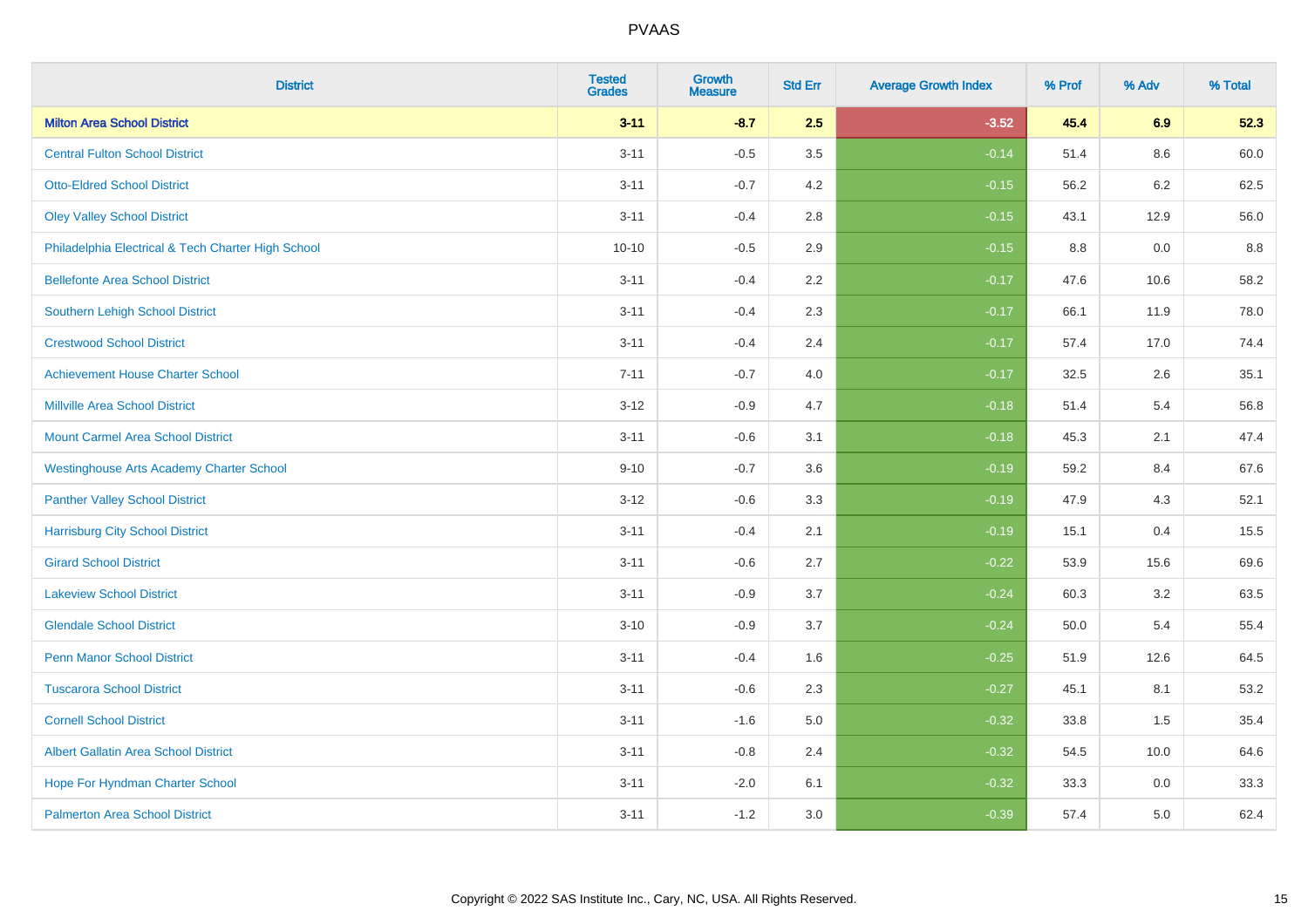# PVAAS

| District | Tested Grades | Growth Measure | Std Err | Average Growth Index | % Prof | % Adv | % Total |
|---|---|---|---|---|---|---|---|
| **Milton Area School District** | **3-11** | **-8.7** | **2.5** | **-3.52** | **45.4** | **6.9** | **52.3** |
| Central Fulton School District | 3-11 | -0.5 | 3.5 | -0.14 | 51.4 | 8.6 | 60.0 |
| Otto-Eldred School District | 3-11 | -0.7 | 4.2 | -0.15 | 56.2 | 6.2 | 62.5 |
| Oley Valley School District | 3-11 | -0.4 | 2.8 | -0.15 | 43.1 | 12.9 | 56.0 |
| Philadelphia Electrical & Tech Charter High School | 10-10 | -0.5 | 2.9 | -0.15 | 8.8 | 0.0 | 8.8 |
| Bellefonte Area School District | 3-11 | -0.4 | 2.2 | -0.17 | 47.6 | 10.6 | 58.2 |
| Southern Lehigh School District | 3-11 | -0.4 | 2.3 | -0.17 | 66.1 | 11.9 | 78.0 |
| Crestwood School District | 3-11 | -0.4 | 2.4 | -0.17 | 57.4 | 17.0 | 74.4 |
| Achievement House Charter School | 7-11 | -0.7 | 4.0 | -0.17 | 32.5 | 2.6 | 35.1 |
| Millville Area School District | 3-12 | -0.9 | 4.7 | -0.18 | 51.4 | 5.4 | 56.8 |
| Mount Carmel Area School District | 3-11 | -0.6 | 3.1 | -0.18 | 45.3 | 2.1 | 47.4 |
| Westinghouse Arts Academy Charter School | 9-10 | -0.7 | 3.6 | -0.19 | 59.2 | 8.4 | 67.6 |
| Panther Valley School District | 3-12 | -0.6 | 3.3 | -0.19 | 47.9 | 4.3 | 52.1 |
| Harrisburg City School District | 3-11 | -0.4 | 2.1 | -0.19 | 15.1 | 0.4 | 15.5 |
| Girard School District | 3-11 | -0.6 | 2.7 | -0.22 | 53.9 | 15.6 | 69.6 |
| Lakeview School District | 3-11 | -0.9 | 3.7 | -0.24 | 60.3 | 3.2 | 63.5 |
| Glendale School District | 3-10 | -0.9 | 3.7 | -0.24 | 50.0 | 5.4 | 55.4 |
| Penn Manor School District | 3-11 | -0.4 | 1.6 | -0.25 | 51.9 | 12.6 | 64.5 |
| Tuscarora School District | 3-11 | -0.6 | 2.3 | -0.27 | 45.1 | 8.1 | 53.2 |
| Cornell School District | 3-11 | -1.6 | 5.0 | -0.32 | 33.8 | 1.5 | 35.4 |
| Albert Gallatin Area School District | 3-11 | -0.8 | 2.4 | -0.32 | 54.5 | 10.0 | 64.6 |
| Hope For Hyndman Charter School | 3-11 | -2.0 | 6.1 | -0.32 | 33.3 | 0.0 | 33.3 |
| Palmerton Area School District | 3-11 | -1.2 | 3.0 | -0.39 | 57.4 | 5.0 | 62.4 |

Copyright © 2022 SAS Institute Inc., Cary, NC, USA. All Rights Reserved.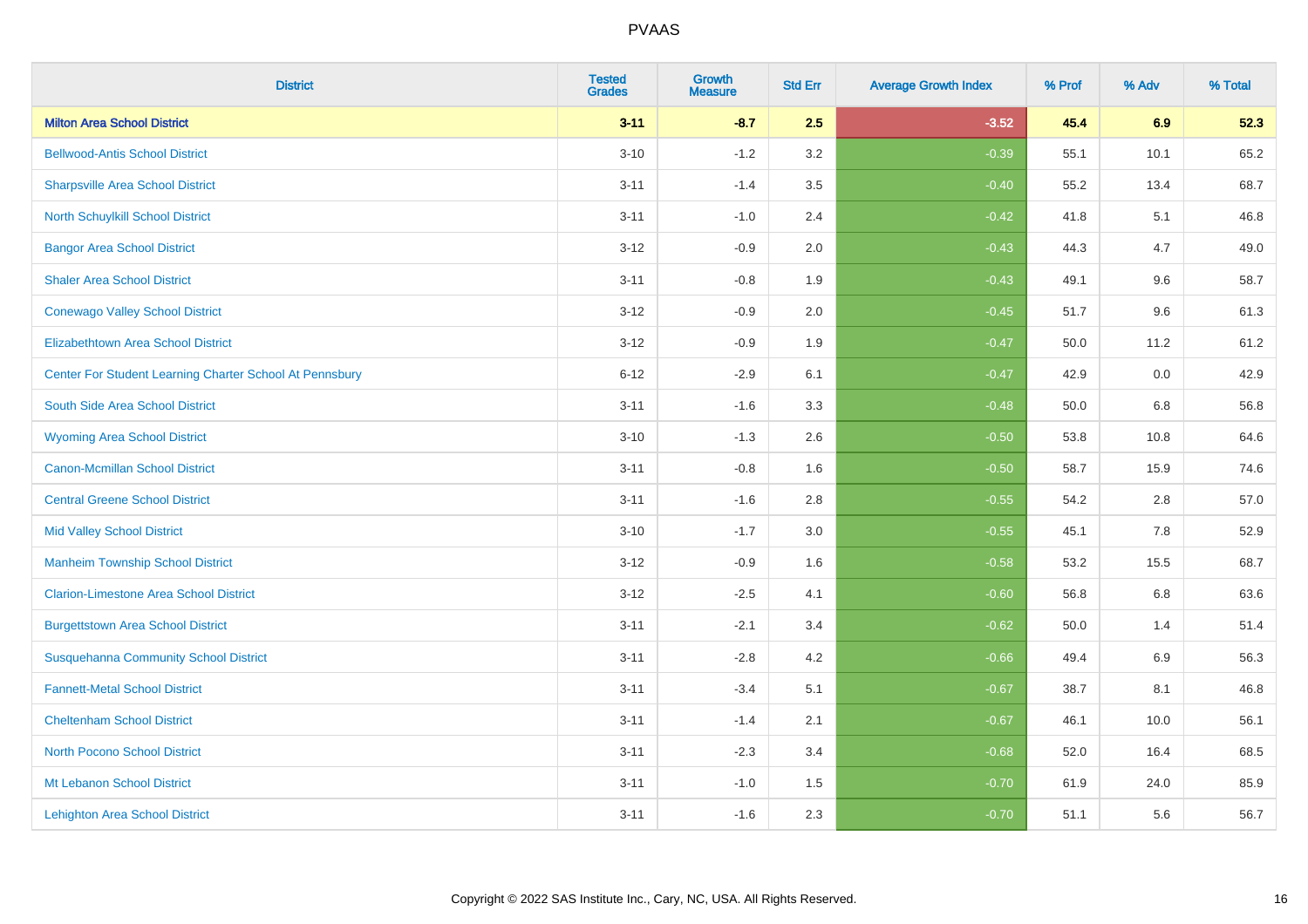| District | Tested Grades | Growth Measure | Std Err | Average Growth Index | % Prof | % Adv | % Total |
|---|---|---|---|---|---|---|---|
| **Milton Area School District** | **3-11** | **-8.7** | **2.5** | **-3.52** | **45.4** | **6.9** | **52.3** |
| Bellwood-Antis School District | 3-10 | -1.2 | 3.2 | -0.39 | 55.1 | 10.1 | 65.2 |
| Sharpsville Area School District | 3-11 | -1.4 | 3.5 | -0.40 | 55.2 | 13.4 | 68.7 |
| North Schuylkill School District | 3-11 | -1.0 | 2.4 | -0.42 | 41.8 | 5.1 | 46.8 |
| Bangor Area School District | 3-12 | -0.9 | 2.0 | -0.43 | 44.3 | 4.7 | 49.0 |
| Shaler Area School District | 3-11 | -0.8 | 1.9 | -0.43 | 49.1 | 9.6 | 58.7 |
| Conewago Valley School District | 3-12 | -0.9 | 2.0 | -0.45 | 51.7 | 9.6 | 61.3 |
| Elizabethtown Area School District | 3-12 | -0.9 | 1.9 | -0.47 | 50.0 | 11.2 | 61.2 |
| Center For Student Learning Charter School At Pennsbury | 6-12 | -2.9 | 6.1 | -0.47 | 42.9 | 0.0 | 42.9 |
| South Side Area School District | 3-11 | -1.6 | 3.3 | -0.48 | 50.0 | 6.8 | 56.8 |
| Wyoming Area School District | 3-10 | -1.3 | 2.6 | -0.50 | 53.8 | 10.8 | 64.6 |
| Canon-Mcmillan School District | 3-11 | -0.8 | 1.6 | -0.50 | 58.7 | 15.9 | 74.6 |
| Central Greene School District | 3-11 | -1.6 | 2.8 | -0.55 | 54.2 | 2.8 | 57.0 |
| Mid Valley School District | 3-10 | -1.7 | 3.0 | -0.55 | 45.1 | 7.8 | 52.9 |
| Manheim Township School District | 3-12 | -0.9 | 1.6 | -0.58 | 53.2 | 15.5 | 68.7 |
| Clarion-Limestone Area School District | 3-12 | -2.5 | 4.1 | -0.60 | 56.8 | 6.8 | 63.6 |
| Burgettstown Area School District | 3-11 | -2.1 | 3.4 | -0.62 | 50.0 | 1.4 | 51.4 |
| Susquehanna Community School District | 3-11 | -2.8 | 4.2 | -0.66 | 49.4 | 6.9 | 56.3 |
| Fannett-Metal School District | 3-11 | -3.4 | 5.1 | -0.67 | 38.7 | 8.1 | 46.8 |
| Cheltenham School District | 3-11 | -1.4 | 2.1 | -0.67 | 46.1 | 10.0 | 56.1 |
| North Pocono School District | 3-11 | -2.3 | 3.4 | -0.68 | 52.0 | 16.4 | 68.5 |
| Mt Lebanon School District | 3-11 | -1.0 | 1.5 | -0.70 | 61.9 | 24.0 | 85.9 |
| Lehighton Area School District | 3-11 | -1.6 | 2.3 | -0.70 | 51.1 | 5.6 | 56.7 |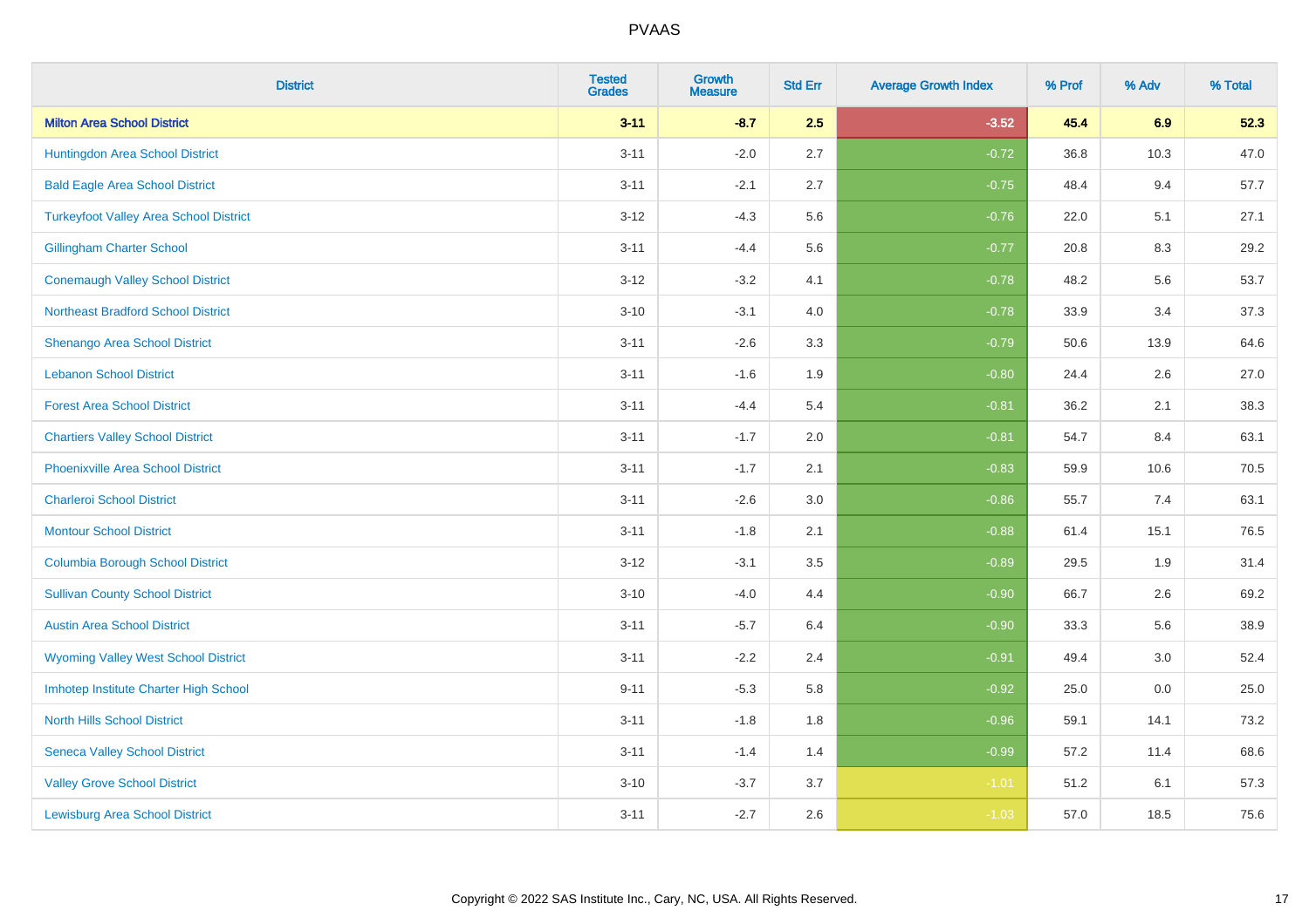# PVAAS

| District | Tested Grades | Growth Measure | Std Err | Average Growth Index | % Prof | % Adv | % Total |
|---|---|---|---|---|---|---|---|
| **Milton Area School District** | **3-11** | **-8.7** | **2.5** | **-3.52** | **45.4** | **6.9** | **52.3** |
| Huntingdon Area School District | 3-11 | -2.0 | 2.7 | -0.72 | 36.8 | 10.3 | 47.0 |
| Bald Eagle Area School District | 3-11 | -2.1 | 2.7 | -0.75 | 48.4 | 9.4 | 57.7 |
| Turkeyfoot Valley Area School District | 3-12 | -4.3 | 5.6 | -0.76 | 22.0 | 5.1 | 27.1 |
| Gillingham Charter School | 3-11 | -4.4 | 5.6 | -0.77 | 20.8 | 8.3 | 29.2 |
| Conemaugh Valley School District | 3-12 | -3.2 | 4.1 | -0.78 | 48.2 | 5.6 | 53.7 |
| Northeast Bradford School District | 3-10 | -3.1 | 4.0 | -0.78 | 33.9 | 3.4 | 37.3 |
| Shenango Area School District | 3-11 | -2.6 | 3.3 | -0.79 | 50.6 | 13.9 | 64.6 |
| Lebanon School District | 3-11 | -1.6 | 1.9 | -0.80 | 24.4 | 2.6 | 27.0 |
| Forest Area School District | 3-11 | -4.4 | 5.4 | -0.81 | 36.2 | 2.1 | 38.3 |
| Chartiers Valley School District | 3-11 | -1.7 | 2.0 | -0.81 | 54.7 | 8.4 | 63.1 |
| Phoenixville Area School District | 3-11 | -1.7 | 2.1 | -0.83 | 59.9 | 10.6 | 70.5 |
| Charleroi School District | 3-11 | -2.6 | 3.0 | -0.86 | 55.7 | 7.4 | 63.1 |
| Montour School District | 3-11 | -1.8 | 2.1 | -0.88 | 61.4 | 15.1 | 76.5 |
| Columbia Borough School District | 3-12 | -3.1 | 3.5 | -0.89 | 29.5 | 1.9 | 31.4 |
| Sullivan County School District | 3-10 | -4.0 | 4.4 | -0.90 | 66.7 | 2.6 | 69.2 |
| Austin Area School District | 3-11 | -5.7 | 6.4 | -0.90 | 33.3 | 5.6 | 38.9 |
| Wyoming Valley West School District | 3-11 | -2.2 | 2.4 | -0.91 | 49.4 | 3.0 | 52.4 |
| Imhotep Institute Charter High School | 9-11 | -5.3 | 5.8 | -0.92 | 25.0 | 0.0 | 25.0 |
| North Hills School District | 3-11 | -1.8 | 1.8 | -0.96 | 59.1 | 14.1 | 73.2 |
| Seneca Valley School District | 3-11 | -1.4 | 1.4 | -0.99 | 57.2 | 11.4 | 68.6 |
| Valley Grove School District | 3-10 | -3.7 | 3.7 | -1.01 | 51.2 | 6.1 | 57.3 |
| Lewisburg Area School District | 3-11 | -2.7 | 2.6 | -1.03 | 57.0 | 18.5 | 75.6 |

Copyright © 2022 SAS Institute Inc., Cary, NC, USA. All Rights Reserved.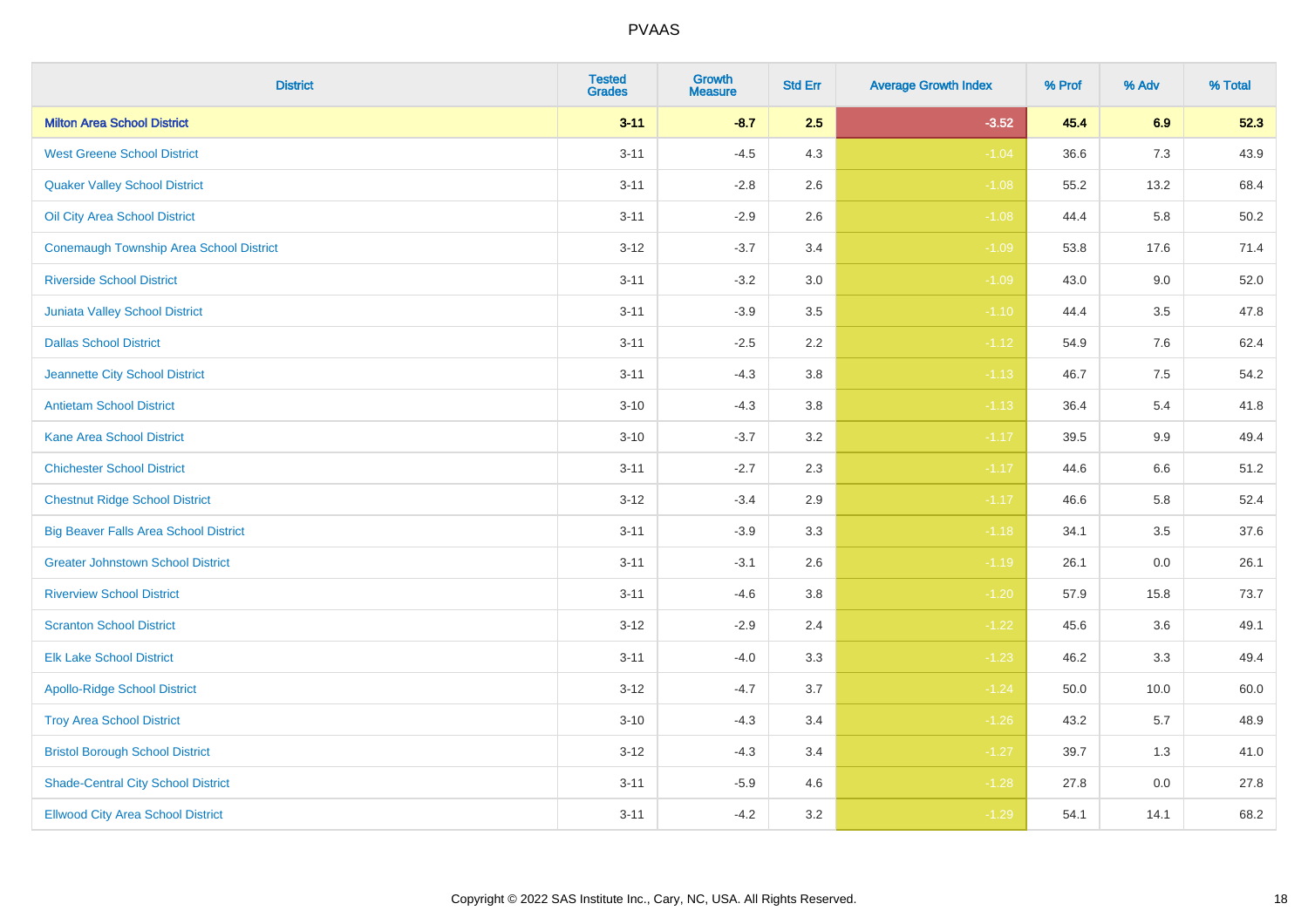| District | Tested Grades | Growth Measure | Std Err | Average Growth Index | % Prof | % Adv | % Total |
|---|---|---|---|---|---|---|---|
| **Milton Area School District** | **3-11** | **-8.7** | **2.5** | **-3.52** | **45.4** | **6.9** | **52.3** |
| West Greene School District | 3-11 | -4.5 | 4.3 | -1.04 | 36.6 | 7.3 | 43.9 |
| Quaker Valley School District | 3-11 | -2.8 | 2.6 | -1.08 | 55.2 | 13.2 | 68.4 |
| Oil City Area School District | 3-11 | -2.9 | 2.6 | -1.08 | 44.4 | 5.8 | 50.2 |
| Conemaugh Township Area School District | 3-12 | -3.7 | 3.4 | -1.09 | 53.8 | 17.6 | 71.4 |
| Riverside School District | 3-11 | -3.2 | 3.0 | -1.09 | 43.0 | 9.0 | 52.0 |
| Juniata Valley School District | 3-11 | -3.9 | 3.5 | -1.10 | 44.4 | 3.5 | 47.8 |
| Dallas School District | 3-11 | -2.5 | 2.2 | -1.12 | 54.9 | 7.6 | 62.4 |
| Jeannette City School District | 3-11 | -4.3 | 3.8 | -1.13 | 46.7 | 7.5 | 54.2 |
| Antietam School District | 3-10 | -4.3 | 3.8 | -1.13 | 36.4 | 5.4 | 41.8 |
| Kane Area School District | 3-10 | -3.7 | 3.2 | -1.17 | 39.5 | 9.9 | 49.4 |
| Chichester School District | 3-11 | -2.7 | 2.3 | -1.17 | 44.6 | 6.6 | 51.2 |
| Chestnut Ridge School District | 3-12 | -3.4 | 2.9 | -1.17 | 46.6 | 5.8 | 52.4 |
| Big Beaver Falls Area School District | 3-11 | -3.9 | 3.3 | -1.18 | 34.1 | 3.5 | 37.6 |
| Greater Johnstown School District | 3-11 | -3.1 | 2.6 | -1.19 | 26.1 | 0.0 | 26.1 |
| Riverview School District | 3-11 | -4.6 | 3.8 | -1.20 | 57.9 | 15.8 | 73.7 |
| Scranton School District | 3-12 | -2.9 | 2.4 | -1.22 | 45.6 | 3.6 | 49.1 |
| Elk Lake School District | 3-11 | -4.0 | 3.3 | -1.23 | 46.2 | 3.3 | 49.4 |
| Apollo-Ridge School District | 3-12 | -4.7 | 3.7 | -1.24 | 50.0 | 10.0 | 60.0 |
| Troy Area School District | 3-10 | -4.3 | 3.4 | -1.26 | 43.2 | 5.7 | 48.9 |
| Bristol Borough School District | 3-12 | -4.3 | 3.4 | -1.27 | 39.7 | 1.3 | 41.0 |
| Shade-Central City School District | 3-11 | -5.9 | 4.6 | -1.28 | 27.8 | 0.0 | 27.8 |
| Ellwood City Area School District | 3-11 | -4.2 | 3.2 | -1.29 | 54.1 | 14.1 | 68.2 |

Copyright © 2022 SAS Institute Inc., Cary, NC, USA. All Rights Reserved.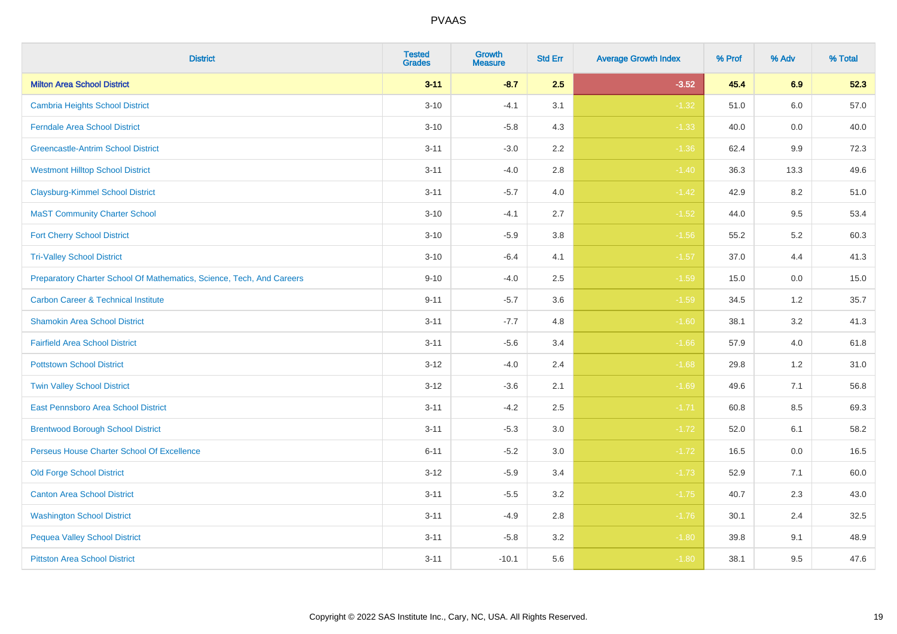# PVAAS

| District | Tested Grades | Growth Measure | Std Err | Average Growth Index | % Prof | % Adv | % Total |
|---|---|---|---|---|---|---|---|
| **Milton Area School District** | **3-11** | **-8.7** | **2.5** | **-3.52** | **45.4** | **6.9** | **52.3** |
| Cambria Heights School District | 3-10 | -4.1 | 3.1 | -1.32 | 51.0 | 6.0 | 57.0 |
| Ferndale Area School District | 3-10 | -5.8 | 4.3 | -1.33 | 40.0 | 0.0 | 40.0 |
| Greencastle-Antrim School District | 3-11 | -3.0 | 2.2 | -1.36 | 62.4 | 9.9 | 72.3 |
| Westmont Hilltop School District | 3-11 | -4.0 | 2.8 | -1.40 | 36.3 | 13.3 | 49.6 |
| Claysburg-Kimmel School District | 3-11 | -5.7 | 4.0 | -1.42 | 42.9 | 8.2 | 51.0 |
| MaST Community Charter School | 3-10 | -4.1 | 2.7 | -1.52 | 44.0 | 9.5 | 53.4 |
| Fort Cherry School District | 3-10 | -5.9 | 3.8 | -1.56 | 55.2 | 5.2 | 60.3 |
| Tri-Valley School District | 3-10 | -6.4 | 4.1 | -1.57 | 37.0 | 4.4 | 41.3 |
| Preparatory Charter School Of Mathematics, Science, Tech, And Careers | 9-10 | -4.0 | 2.5 | -1.59 | 15.0 | 0.0 | 15.0 |
| Carbon Career & Technical Institute | 9-11 | -5.7 | 3.6 | -1.59 | 34.5 | 1.2 | 35.7 |
| Shamokin Area School District | 3-11 | -7.7 | 4.8 | -1.60 | 38.1 | 3.2 | 41.3 |
| Fairfield Area School District | 3-11 | -5.6 | 3.4 | -1.66 | 57.9 | 4.0 | 61.8 |
| Pottstown School District | 3-12 | -4.0 | 2.4 | -1.68 | 29.8 | 1.2 | 31.0 |
| Twin Valley School District | 3-12 | -3.6 | 2.1 | -1.69 | 49.6 | 7.1 | 56.8 |
| East Pennsboro Area School District | 3-11 | -4.2 | 2.5 | -1.71 | 60.8 | 8.5 | 69.3 |
| Brentwood Borough School District | 3-11 | -5.3 | 3.0 | -1.72 | 52.0 | 6.1 | 58.2 |
| Perseus House Charter School Of Excellence | 6-11 | -5.2 | 3.0 | -1.72 | 16.5 | 0.0 | 16.5 |
| Old Forge School District | 3-12 | -5.9 | 3.4 | -1.73 | 52.9 | 7.1 | 60.0 |
| Canton Area School District | 3-11 | -5.5 | 3.2 | -1.75 | 40.7 | 2.3 | 43.0 |
| Washington School District | 3-11 | -4.9 | 2.8 | -1.76 | 30.1 | 2.4 | 32.5 |
| Pequea Valley School District | 3-11 | -5.8 | 3.2 | -1.80 | 39.8 | 9.1 | 48.9 |
| Pittston Area School District | 3-11 | -10.1 | 5.6 | -1.80 | 38.1 | 9.5 | 47.6 |

Copyright © 2022 SAS Institute Inc., Cary, NC, USA. All Rights Reserved.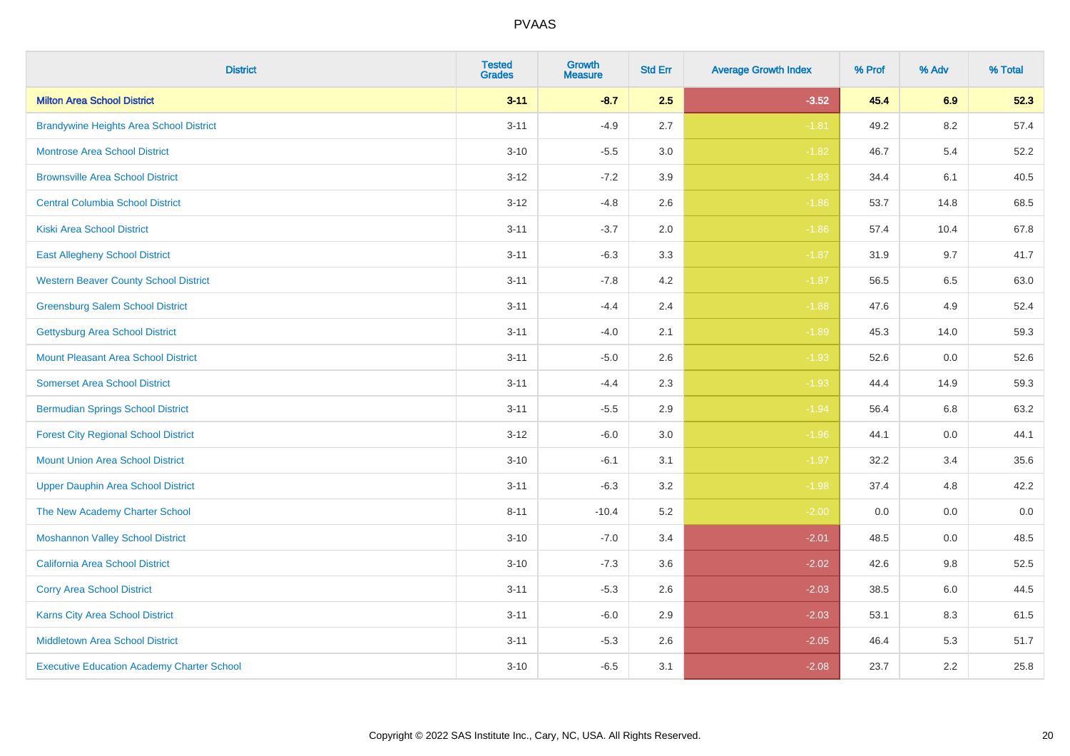| District | Tested Grades | Growth Measure | Std Err | Average Growth Index | % Prof | % Adv | % Total |
|---|---|---|---|---|---|---|---|
| **Milton Area School District** | **3-11** | **-8.7** | **2.5** | **-3.52** | **45.4** | **6.9** | **52.3** |
| Brandywine Heights Area School District | 3-11 | -4.9 | 2.7 | -1.81 | 49.2 | 8.2 | 57.4 |
| Montrose Area School District | 3-10 | -5.5 | 3.0 | -1.82 | 46.7 | 5.4 | 52.2 |
| Brownsville Area School District | 3-12 | -7.2 | 3.9 | -1.83 | 34.4 | 6.1 | 40.5 |
| Central Columbia School District | 3-12 | -4.8 | 2.6 | -1.86 | 53.7 | 14.8 | 68.5 |
| Kiski Area School District | 3-11 | -3.7 | 2.0 | -1.86 | 57.4 | 10.4 | 67.8 |
| East Allegheny School District | 3-11 | -6.3 | 3.3 | -1.87 | 31.9 | 9.7 | 41.7 |
| Western Beaver County School District | 3-11 | -7.8 | 4.2 | -1.87 | 56.5 | 6.5 | 63.0 |
| Greensburg Salem School District | 3-11 | -4.4 | 2.4 | -1.88 | 47.6 | 4.9 | 52.4 |
| Gettysburg Area School District | 3-11 | -4.0 | 2.1 | -1.89 | 45.3 | 14.0 | 59.3 |
| Mount Pleasant Area School District | 3-11 | -5.0 | 2.6 | -1.93 | 52.6 | 0.0 | 52.6 |
| Somerset Area School District | 3-11 | -4.4 | 2.3 | -1.93 | 44.4 | 14.9 | 59.3 |
| Bermudian Springs School District | 3-11 | -5.5 | 2.9 | -1.94 | 56.4 | 6.8 | 63.2 |
| Forest City Regional School District | 3-12 | -6.0 | 3.0 | -1.96 | 44.1 | 0.0 | 44.1 |
| Mount Union Area School District | 3-10 | -6.1 | 3.1 | -1.97 | 32.2 | 3.4 | 35.6 |
| Upper Dauphin Area School District | 3-11 | -6.3 | 3.2 | -1.98 | 37.4 | 4.8 | 42.2 |
| The New Academy Charter School | 8-11 | -10.4 | 5.2 | -2.00 | 0.0 | 0.0 | 0.0 |
| Moshannon Valley School District | 3-10 | -7.0 | 3.4 | -2.01 | 48.5 | 0.0 | 48.5 |
| California Area School District | 3-10 | -7.3 | 3.6 | -2.02 | 42.6 | 9.8 | 52.5 |
| Corry Area School District | 3-11 | -5.3 | 2.6 | -2.03 | 38.5 | 6.0 | 44.5 |
| Karns City Area School District | 3-11 | -6.0 | 2.9 | -2.03 | 53.1 | 8.3 | 61.5 |
| Middletown Area School District | 3-11 | -5.3 | 2.6 | -2.05 | 46.4 | 5.3 | 51.7 |
| Executive Education Academy Charter School | 3-10 | -6.5 | 3.1 | -2.08 | 23.7 | 2.2 | 25.8 |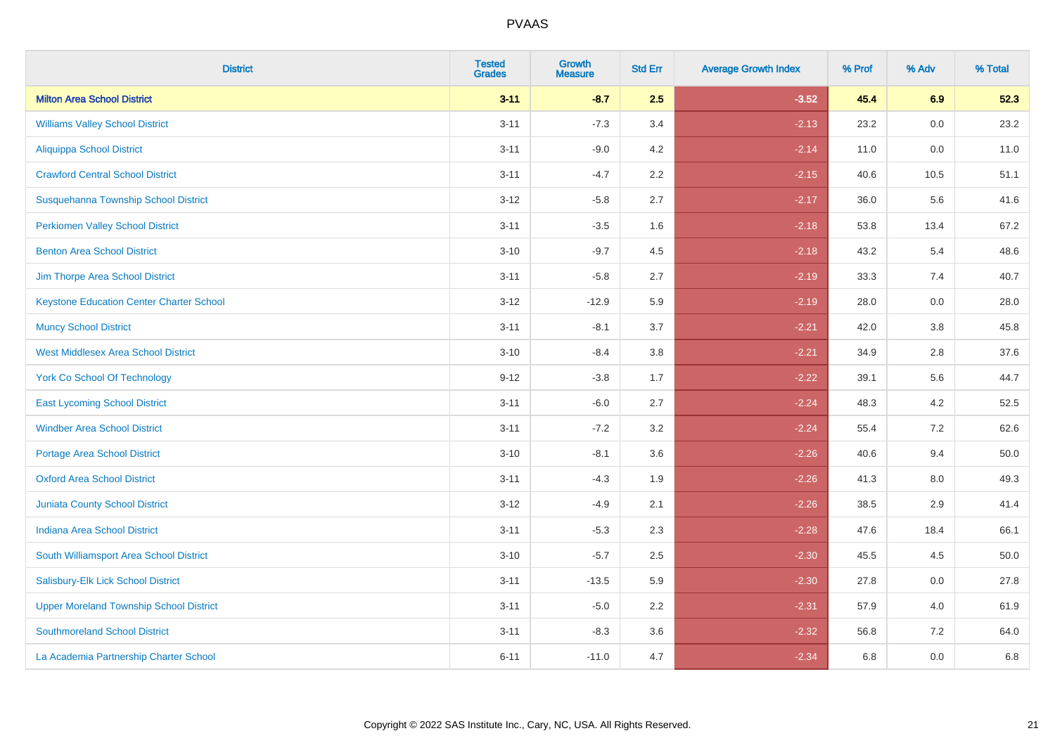# PVAAS

| District | Tested Grades | Growth Measure | Std Err | Average Growth Index | % Prof | % Adv | % Total |
|---|---|---|---|---|---|---|---|
| **Milton Area School District** | **3-11** | **-8.7** | **2.5** | **-3.52** | **45.4** | **6.9** | **52.3** |
| Williams Valley School District | 3-11 | -7.3 | 3.4 | -2.13 | 23.2 | 0.0 | 23.2 |
| Aliquippa School District | 3-11 | -9.0 | 4.2 | -2.14 | 11.0 | 0.0 | 11.0 |
| Crawford Central School District | 3-11 | -4.7 | 2.2 | -2.15 | 40.6 | 10.5 | 51.1 |
| Susquehanna Township School District | 3-12 | -5.8 | 2.7 | -2.17 | 36.0 | 5.6 | 41.6 |
| Perkiomen Valley School District | 3-11 | -3.5 | 1.6 | -2.18 | 53.8 | 13.4 | 67.2 |
| Benton Area School District | 3-10 | -9.7 | 4.5 | -2.18 | 43.2 | 5.4 | 48.6 |
| Jim Thorpe Area School District | 3-11 | -5.8 | 2.7 | -2.19 | 33.3 | 7.4 | 40.7 |
| Keystone Education Center Charter School | 3-12 | -12.9 | 5.9 | -2.19 | 28.0 | 0.0 | 28.0 |
| Muncy School District | 3-11 | -8.1 | 3.7 | -2.21 | 42.0 | 3.8 | 45.8 |
| West Middlesex Area School District | 3-10 | -8.4 | 3.8 | -2.21 | 34.9 | 2.8 | 37.6 |
| York Co School Of Technology | 9-12 | -3.8 | 1.7 | -2.22 | 39.1 | 5.6 | 44.7 |
| East Lycoming School District | 3-11 | -6.0 | 2.7 | -2.24 | 48.3 | 4.2 | 52.5 |
| Windber Area School District | 3-11 | -7.2 | 3.2 | -2.24 | 55.4 | 7.2 | 62.6 |
| Portage Area School District | 3-10 | -8.1 | 3.6 | -2.26 | 40.6 | 9.4 | 50.0 |
| Oxford Area School District | 3-11 | -4.3 | 1.9 | -2.26 | 41.3 | 8.0 | 49.3 |
| Juniata County School District | 3-12 | -4.9 | 2.1 | -2.26 | 38.5 | 2.9 | 41.4 |
| Indiana Area School District | 3-11 | -5.3 | 2.3 | -2.28 | 47.6 | 18.4 | 66.1 |
| South Williamsport Area School District | 3-10 | -5.7 | 2.5 | -2.30 | 45.5 | 4.5 | 50.0 |
| Salisbury-Elk Lick School District | 3-11 | -13.5 | 5.9 | -2.30 | 27.8 | 0.0 | 27.8 |
| Upper Moreland Township School District | 3-11 | -5.0 | 2.2 | -2.31 | 57.9 | 4.0 | 61.9 |
| Southmoreland School District | 3-11 | -8.3 | 3.6 | -2.32 | 56.8 | 7.2 | 64.0 |
| La Academia Partnership Charter School | 6-11 | -11.0 | 4.7 | -2.34 | 6.8 | 0.0 | 6.8 |

Copyright © 2022 SAS Institute Inc., Cary, NC, USA. All Rights Reserved.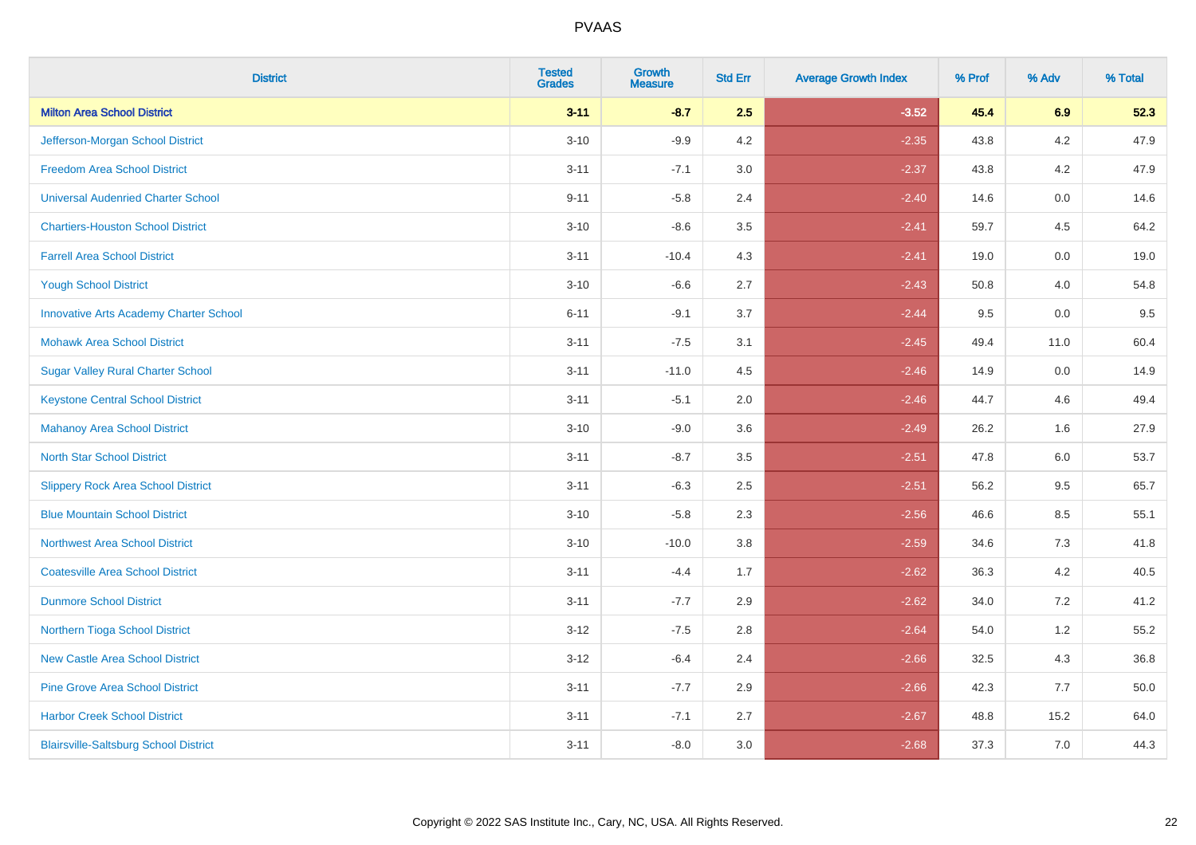# PVAAS

| District | Tested Grades | Growth Measure | Std Err | Average Growth Index | % Prof | % Adv | % Total |
|---|---|---|---|---|---|---|---|
| **Milton Area School District** | **3-11** | **-8.7** | **2.5** | **-3.52** | **45.4** | **6.9** | **52.3** |
| Jefferson-Morgan School District | 3-10 | -9.9 | 4.2 | -2.35 | 43.8 | 4.2 | 47.9 |
| Freedom Area School District | 3-11 | -7.1 | 3.0 | -2.37 | 43.8 | 4.2 | 47.9 |
| Universal Audenried Charter School | 9-11 | -5.8 | 2.4 | -2.40 | 14.6 | 0.0 | 14.6 |
| Chartiers-Houston School District | 3-10 | -8.6 | 3.5 | -2.41 | 59.7 | 4.5 | 64.2 |
| Farrell Area School District | 3-11 | -10.4 | 4.3 | -2.41 | 19.0 | 0.0 | 19.0 |
| Yough School District | 3-10 | -6.6 | 2.7 | -2.43 | 50.8 | 4.0 | 54.8 |
| Innovative Arts Academy Charter School | 6-11 | -9.1 | 3.7 | -2.44 | 9.5 | 0.0 | 9.5 |
| Mohawk Area School District | 3-11 | -7.5 | 3.1 | -2.45 | 49.4 | 11.0 | 60.4 |
| Sugar Valley Rural Charter School | 3-11 | -11.0 | 4.5 | -2.46 | 14.9 | 0.0 | 14.9 |
| Keystone Central School District | 3-11 | -5.1 | 2.0 | -2.46 | 44.7 | 4.6 | 49.4 |
| Mahanoy Area School District | 3-10 | -9.0 | 3.6 | -2.49 | 26.2 | 1.6 | 27.9 |
| North Star School District | 3-11 | -8.7 | 3.5 | -2.51 | 47.8 | 6.0 | 53.7 |
| Slippery Rock Area School District | 3-11 | -6.3 | 2.5 | -2.51 | 56.2 | 9.5 | 65.7 |
| Blue Mountain School District | 3-10 | -5.8 | 2.3 | -2.56 | 46.6 | 8.5 | 55.1 |
| Northwest Area School District | 3-10 | -10.0 | 3.8 | -2.59 | 34.6 | 7.3 | 41.8 |
| Coatesville Area School District | 3-11 | -4.4 | 1.7 | -2.62 | 36.3 | 4.2 | 40.5 |
| Dunmore School District | 3-11 | -7.7 | 2.9 | -2.62 | 34.0 | 7.2 | 41.2 |
| Northern Tioga School District | 3-12 | -7.5 | 2.8 | -2.64 | 54.0 | 1.2 | 55.2 |
| New Castle Area School District | 3-12 | -6.4 | 2.4 | -2.66 | 32.5 | 4.3 | 36.8 |
| Pine Grove Area School District | 3-11 | -7.7 | 2.9 | -2.66 | 42.3 | 7.7 | 50.0 |
| Harbor Creek School District | 3-11 | -7.1 | 2.7 | -2.67 | 48.8 | 15.2 | 64.0 |
| Blairsville-Saltsburg School District | 3-11 | -8.0 | 3.0 | -2.68 | 37.3 | 7.0 | 44.3 |

Copyright © 2022 SAS Institute Inc., Cary, NC, USA. All Rights Reserved.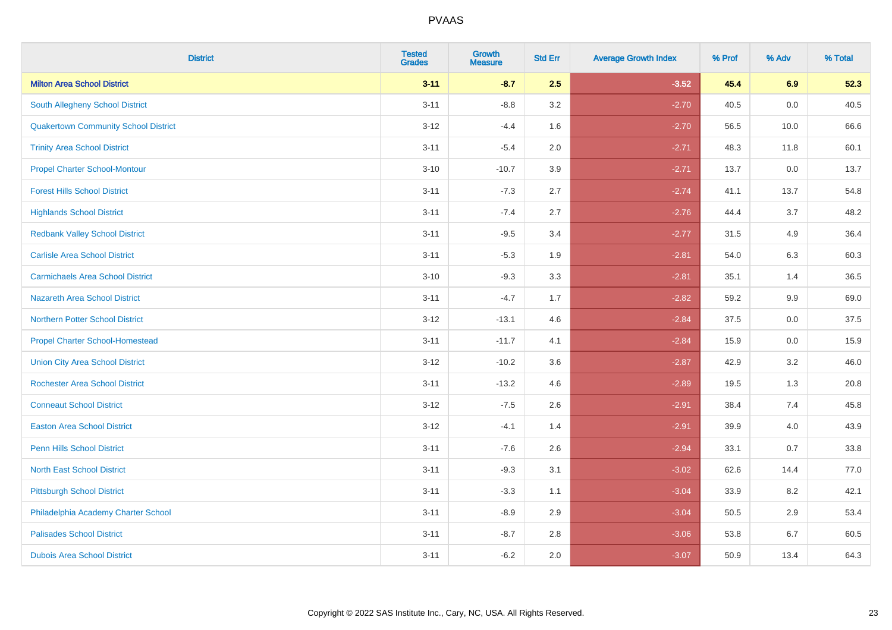# PVAAS

| District | Tested Grades | Growth Measure | Std Err | Average Growth Index | % Prof | % Adv | % Total |
|---|---|---|---|---|---|---|---|
| **Milton Area School District** | **3-11** | **-8.7** | **2.5** | **-3.52** | **45.4** | **6.9** | **52.3** |
| South Allegheny School District | 3-11 | -8.8 | 3.2 | -2.70 | 40.5 | 0.0 | 40.5 |
| Quakertown Community School District | 3-12 | -4.4 | 1.6 | -2.70 | 56.5 | 10.0 | 66.6 |
| Trinity Area School District | 3-11 | -5.4 | 2.0 | -2.71 | 48.3 | 11.8 | 60.1 |
| Propel Charter School-Montour | 3-10 | -10.7 | 3.9 | -2.71 | 13.7 | 0.0 | 13.7 |
| Forest Hills School District | 3-11 | -7.3 | 2.7 | -2.74 | 41.1 | 13.7 | 54.8 |
| Highlands School District | 3-11 | -7.4 | 2.7 | -2.76 | 44.4 | 3.7 | 48.2 |
| Redbank Valley School District | 3-11 | -9.5 | 3.4 | -2.77 | 31.5 | 4.9 | 36.4 |
| Carlisle Area School District | 3-11 | -5.3 | 1.9 | -2.81 | 54.0 | 6.3 | 60.3 |
| Carmichaels Area School District | 3-10 | -9.3 | 3.3 | -2.81 | 35.1 | 1.4 | 36.5 |
| Nazareth Area School District | 3-11 | -4.7 | 1.7 | -2.82 | 59.2 | 9.9 | 69.0 |
| Northern Potter School District | 3-12 | -13.1 | 4.6 | -2.84 | 37.5 | 0.0 | 37.5 |
| Propel Charter School-Homestead | 3-11 | -11.7 | 4.1 | -2.84 | 15.9 | 0.0 | 15.9 |
| Union City Area School District | 3-12 | -10.2 | 3.6 | -2.87 | 42.9 | 3.2 | 46.0 |
| Rochester Area School District | 3-11 | -13.2 | 4.6 | -2.89 | 19.5 | 1.3 | 20.8 |
| Conneaut School District | 3-12 | -7.5 | 2.6 | -2.91 | 38.4 | 7.4 | 45.8 |
| Easton Area School District | 3-12 | -4.1 | 1.4 | -2.91 | 39.9 | 4.0 | 43.9 |
| Penn Hills School District | 3-11 | -7.6 | 2.6 | -2.94 | 33.1 | 0.7 | 33.8 |
| North East School District | 3-11 | -9.3 | 3.1 | -3.02 | 62.6 | 14.4 | 77.0 |
| Pittsburgh School District | 3-11 | -3.3 | 1.1 | -3.04 | 33.9 | 8.2 | 42.1 |
| Philadelphia Academy Charter School | 3-11 | -8.9 | 2.9 | -3.04 | 50.5 | 2.9 | 53.4 |
| Palisades School District | 3-11 | -8.7 | 2.8 | -3.06 | 53.8 | 6.7 | 60.5 |
| Dubois Area School District | 3-11 | -6.2 | 2.0 | -3.07 | 50.9 | 13.4 | 64.3 |

Copyright © 2022 SAS Institute Inc., Cary, NC, USA. All Rights Reserved.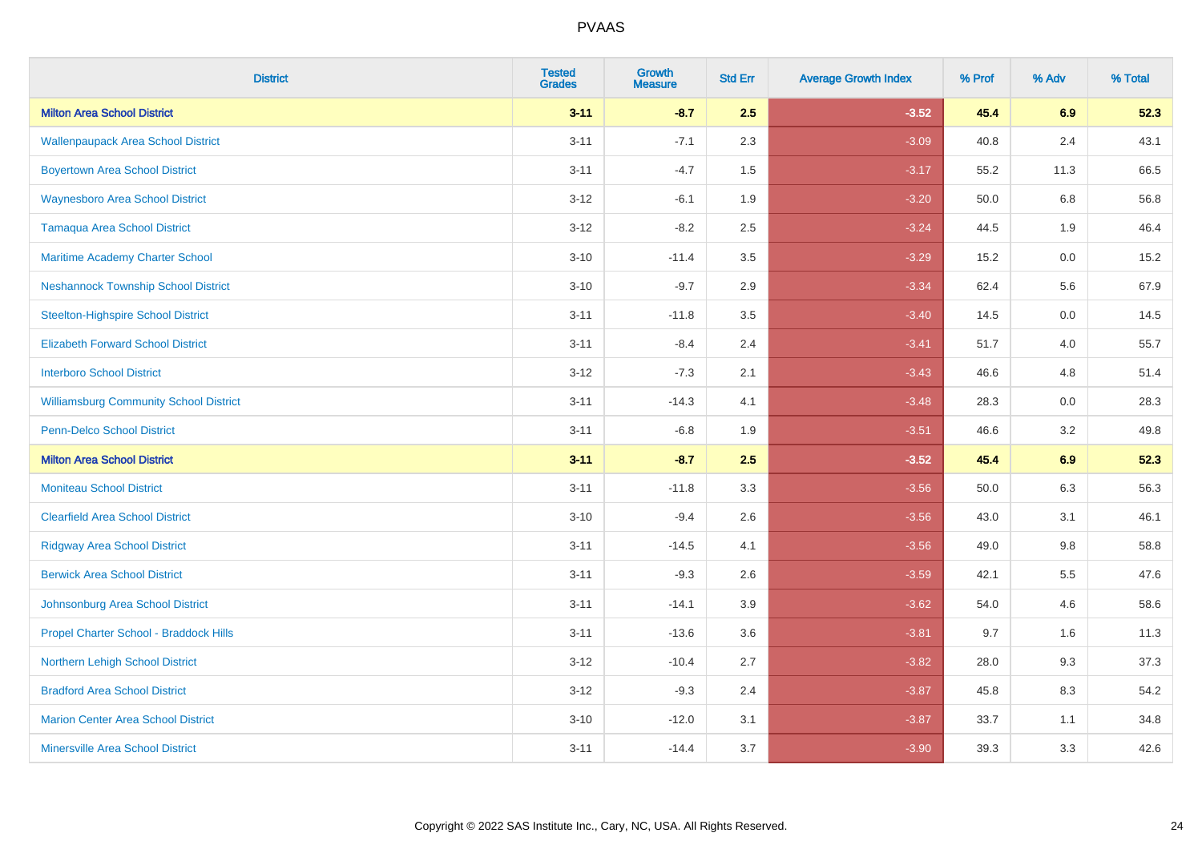# PVAAS

| District | Tested Grades | Growth Measure | Std Err | Average Growth Index | % Prof | % Adv | % Total |
|---|---|---|---|---|---|---|---|
| **Milton Area School District** | **3-11** | **-8.7** | **2.5** | **-3.52** | **45.4** | **6.9** | **52.3** |
| Wallenpaupack Area School District | 3-11 | -7.1 | 2.3 | -3.09 | 40.8 | 2.4 | 43.1 |
| Boyertown Area School District | 3-11 | -4.7 | 1.5 | -3.17 | 55.2 | 11.3 | 66.5 |
| Waynesboro Area School District | 3-12 | -6.1 | 1.9 | -3.20 | 50.0 | 6.8 | 56.8 |
| Tamaqua Area School District | 3-12 | -8.2 | 2.5 | -3.24 | 44.5 | 1.9 | 46.4 |
| Maritime Academy Charter School | 3-10 | -11.4 | 3.5 | -3.29 | 15.2 | 0.0 | 15.2 |
| Neshannock Township School District | 3-10 | -9.7 | 2.9 | -3.34 | 62.4 | 5.6 | 67.9 |
| Steelton-Highspire School District | 3-11 | -11.8 | 3.5 | -3.40 | 14.5 | 0.0 | 14.5 |
| Elizabeth Forward School District | 3-11 | -8.4 | 2.4 | -3.41 | 51.7 | 4.0 | 55.7 |
| Interboro School District | 3-12 | -7.3 | 2.1 | -3.43 | 46.6 | 4.8 | 51.4 |
| Williamsburg Community School District | 3-11 | -14.3 | 4.1 | -3.48 | 28.3 | 0.0 | 28.3 |
| Penn-Delco School District | 3-11 | -6.8 | 1.9 | -3.51 | 46.6 | 3.2 | 49.8 |
| **Milton Area School District** | **3-11** | **-8.7** | **2.5** | **-3.52** | **45.4** | **6.9** | **52.3** |
| Moniteau School District | 3-11 | -11.8 | 3.3 | -3.56 | 50.0 | 6.3 | 56.3 |
| Clearfield Area School District | 3-10 | -9.4 | 2.6 | -3.56 | 43.0 | 3.1 | 46.1 |
| Ridgway Area School District | 3-11 | -14.5 | 4.1 | -3.56 | 49.0 | 9.8 | 58.8 |
| Berwick Area School District | 3-11 | -9.3 | 2.6 | -3.59 | 42.1 | 5.5 | 47.6 |
| Johnsonburg Area School District | 3-11 | -14.1 | 3.9 | -3.62 | 54.0 | 4.6 | 58.6 |
| Propel Charter School - Braddock Hills | 3-11 | -13.6 | 3.6 | -3.81 | 9.7 | 1.6 | 11.3 |
| Northern Lehigh School District | 3-12 | -10.4 | 2.7 | -3.82 | 28.0 | 9.3 | 37.3 |
| Bradford Area School District | 3-12 | -9.3 | 2.4 | -3.87 | 45.8 | 8.3 | 54.2 |
| Marion Center Area School District | 3-10 | -12.0 | 3.1 | -3.87 | 33.7 | 1.1 | 34.8 |
| Minersville Area School District | 3-11 | -14.4 | 3.7 | -3.90 | 39.3 | 3.3 | 42.6 |

Copyright © 2022 SAS Institute Inc., Cary, NC, USA. All Rights Reserved.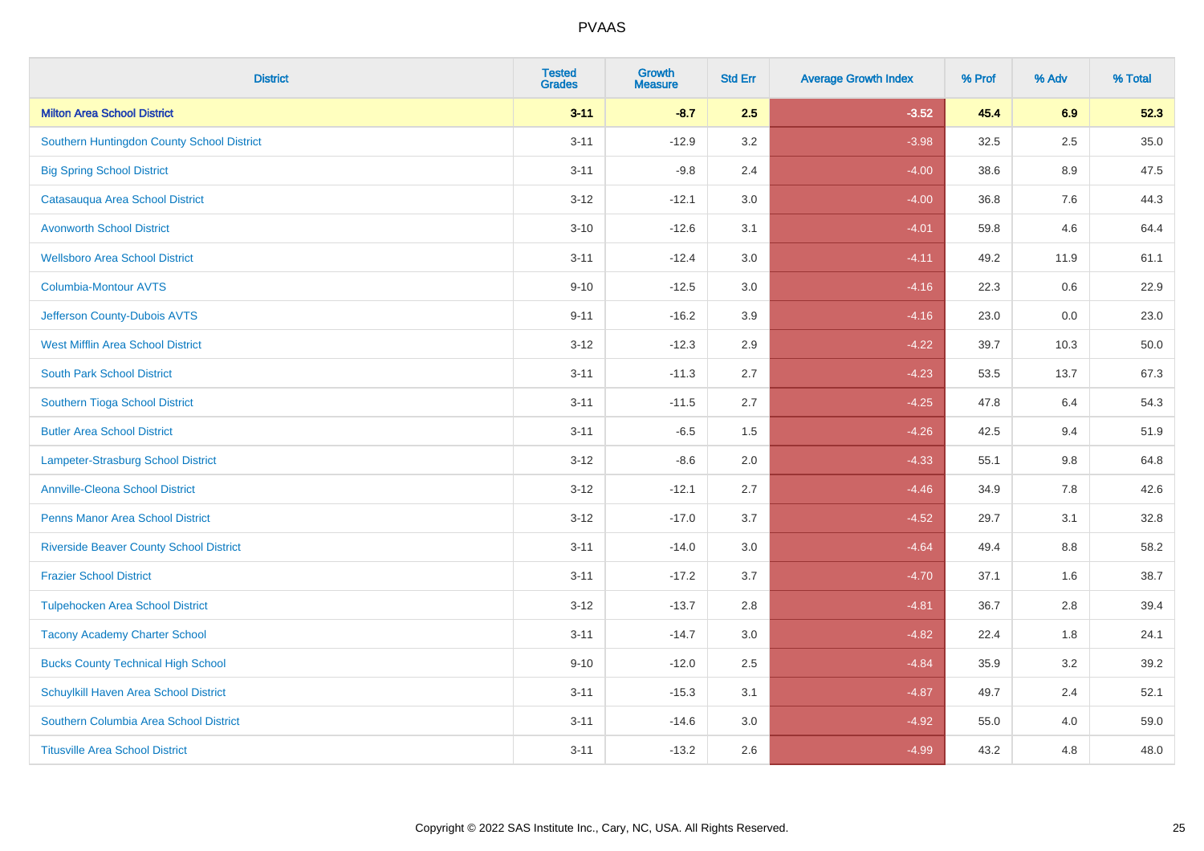# PVAAS

| District | Tested Grades | Growth Measure | Std Err | Average Growth Index | % Prof | % Adv | % Total |
|---|---|---|---|---|---|---|---|
| **Milton Area School District** | **3-11** | **-8.7** | **2.5** | **-3.52** | **45.4** | **6.9** | **52.3** |
| Southern Huntingdon County School District | 3-11 | -12.9 | 3.2 | -3.98 | 32.5 | 2.5 | 35.0 |
| Big Spring School District | 3-11 | -9.8 | 2.4 | -4.00 | 38.6 | 8.9 | 47.5 |
| Catasauqua Area School District | 3-12 | -12.1 | 3.0 | -4.00 | 36.8 | 7.6 | 44.3 |
| Avonworth School District | 3-10 | -12.6 | 3.1 | -4.01 | 59.8 | 4.6 | 64.4 |
| Wellsboro Area School District | 3-11 | -12.4 | 3.0 | -4.11 | 49.2 | 11.9 | 61.1 |
| Columbia-Montour AVTS | 9-10 | -12.5 | 3.0 | -4.16 | 22.3 | 0.6 | 22.9 |
| Jefferson County-Dubois AVTS | 9-11 | -16.2 | 3.9 | -4.16 | 23.0 | 0.0 | 23.0 |
| West Mifflin Area School District | 3-12 | -12.3 | 2.9 | -4.22 | 39.7 | 10.3 | 50.0 |
| South Park School District | 3-11 | -11.3 | 2.7 | -4.23 | 53.5 | 13.7 | 67.3 |
| Southern Tioga School District | 3-11 | -11.5 | 2.7 | -4.25 | 47.8 | 6.4 | 54.3 |
| Butler Area School District | 3-11 | -6.5 | 1.5 | -4.26 | 42.5 | 9.4 | 51.9 |
| Lampeter-Strasburg School District | 3-12 | -8.6 | 2.0 | -4.33 | 55.1 | 9.8 | 64.8 |
| Annville-Cleona School District | 3-12 | -12.1 | 2.7 | -4.46 | 34.9 | 7.8 | 42.6 |
| Penns Manor Area School District | 3-12 | -17.0 | 3.7 | -4.52 | 29.7 | 3.1 | 32.8 |
| Riverside Beaver County School District | 3-11 | -14.0 | 3.0 | -4.64 | 49.4 | 8.8 | 58.2 |
| Frazier School District | 3-11 | -17.2 | 3.7 | -4.70 | 37.1 | 1.6 | 38.7 |
| Tulpehocken Area School District | 3-12 | -13.7 | 2.8 | -4.81 | 36.7 | 2.8 | 39.4 |
| Tacony Academy Charter School | 3-11 | -14.7 | 3.0 | -4.82 | 22.4 | 1.8 | 24.1 |
| Bucks County Technical High School | 9-10 | -12.0 | 2.5 | -4.84 | 35.9 | 3.2 | 39.2 |
| Schuylkill Haven Area School District | 3-11 | -15.3 | 3.1 | -4.87 | 49.7 | 2.4 | 52.1 |
| Southern Columbia Area School District | 3-11 | -14.6 | 3.0 | -4.92 | 55.0 | 4.0 | 59.0 |
| Titusville Area School District | 3-11 | -13.2 | 2.6 | -4.99 | 43.2 | 4.8 | 48.0 |

Copyright © 2022 SAS Institute Inc., Cary, NC, USA. All Rights Reserved.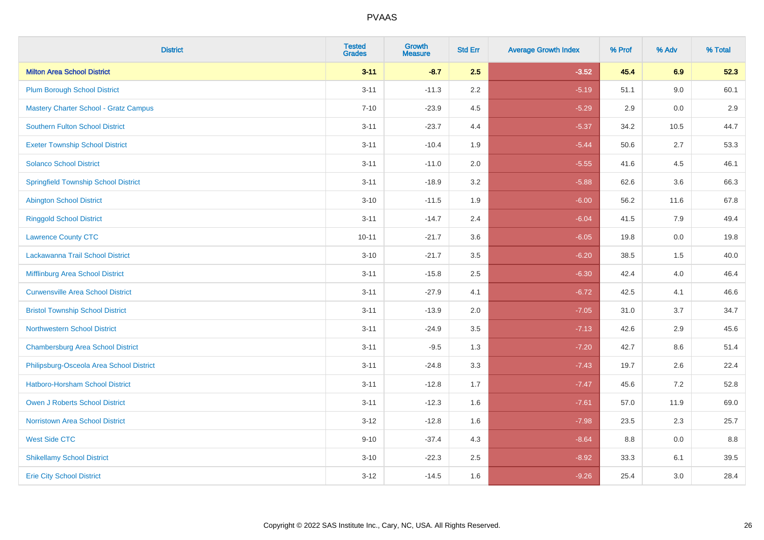# PVAAS

| District | Tested Grades | Growth Measure | Std Err | Average Growth Index | % Prof | % Adv | % Total |
|---|---|---|---|---|---|---|---|
| **Milton Area School District** | **3-11** | **-8.7** | **2.5** | **-3.52** | **45.4** | **6.9** | **52.3** |
| Plum Borough School District | 3-11 | -11.3 | 2.2 | -5.19 | 51.1 | 9.0 | 60.1 |
| Mastery Charter School - Gratz Campus | 7-10 | -23.9 | 4.5 | -5.29 | 2.9 | 0.0 | 2.9 |
| Southern Fulton School District | 3-11 | -23.7 | 4.4 | -5.37 | 34.2 | 10.5 | 44.7 |
| Exeter Township School District | 3-11 | -10.4 | 1.9 | -5.44 | 50.6 | 2.7 | 53.3 |
| Solanco School District | 3-11 | -11.0 | 2.0 | -5.55 | 41.6 | 4.5 | 46.1 |
| Springfield Township School District | 3-11 | -18.9 | 3.2 | -5.88 | 62.6 | 3.6 | 66.3 |
| Abington School District | 3-10 | -11.5 | 1.9 | -6.00 | 56.2 | 11.6 | 67.8 |
| Ringgold School District | 3-11 | -14.7 | 2.4 | -6.04 | 41.5 | 7.9 | 49.4 |
| Lawrence County CTC | 10-11 | -21.7 | 3.6 | -6.05 | 19.8 | 0.0 | 19.8 |
| Lackawanna Trail School District | 3-10 | -21.7 | 3.5 | -6.20 | 38.5 | 1.5 | 40.0 |
| Mifflinburg Area School District | 3-11 | -15.8 | 2.5 | -6.30 | 42.4 | 4.0 | 46.4 |
| Curwensville Area School District | 3-11 | -27.9 | 4.1 | -6.72 | 42.5 | 4.1 | 46.6 |
| Bristol Township School District | 3-11 | -13.9 | 2.0 | -7.05 | 31.0 | 3.7 | 34.7 |
| Northwestern School District | 3-11 | -24.9 | 3.5 | -7.13 | 42.6 | 2.9 | 45.6 |
| Chambersburg Area School District | 3-11 | -9.5 | 1.3 | -7.20 | 42.7 | 8.6 | 51.4 |
| Philipsburg-Osceola Area School District | 3-11 | -24.8 | 3.3 | -7.43 | 19.7 | 2.6 | 22.4 |
| Hatboro-Horsham School District | 3-11 | -12.8 | 1.7 | -7.47 | 45.6 | 7.2 | 52.8 |
| Owen J Roberts School District | 3-11 | -12.3 | 1.6 | -7.61 | 57.0 | 11.9 | 69.0 |
| Norristown Area School District | 3-12 | -12.8 | 1.6 | -7.98 | 23.5 | 2.3 | 25.7 |
| West Side CTC | 9-10 | -37.4 | 4.3 | -8.64 | 8.8 | 0.0 | 8.8 |
| Shikellamy School District | 3-10 | -22.3 | 2.5 | -8.92 | 33.3 | 6.1 | 39.5 |
| Erie City School District | 3-12 | -14.5 | 1.6 | -9.26 | 25.4 | 3.0 | 28.4 |

Copyright © 2022 SAS Institute Inc., Cary, NC, USA. All Rights Reserved.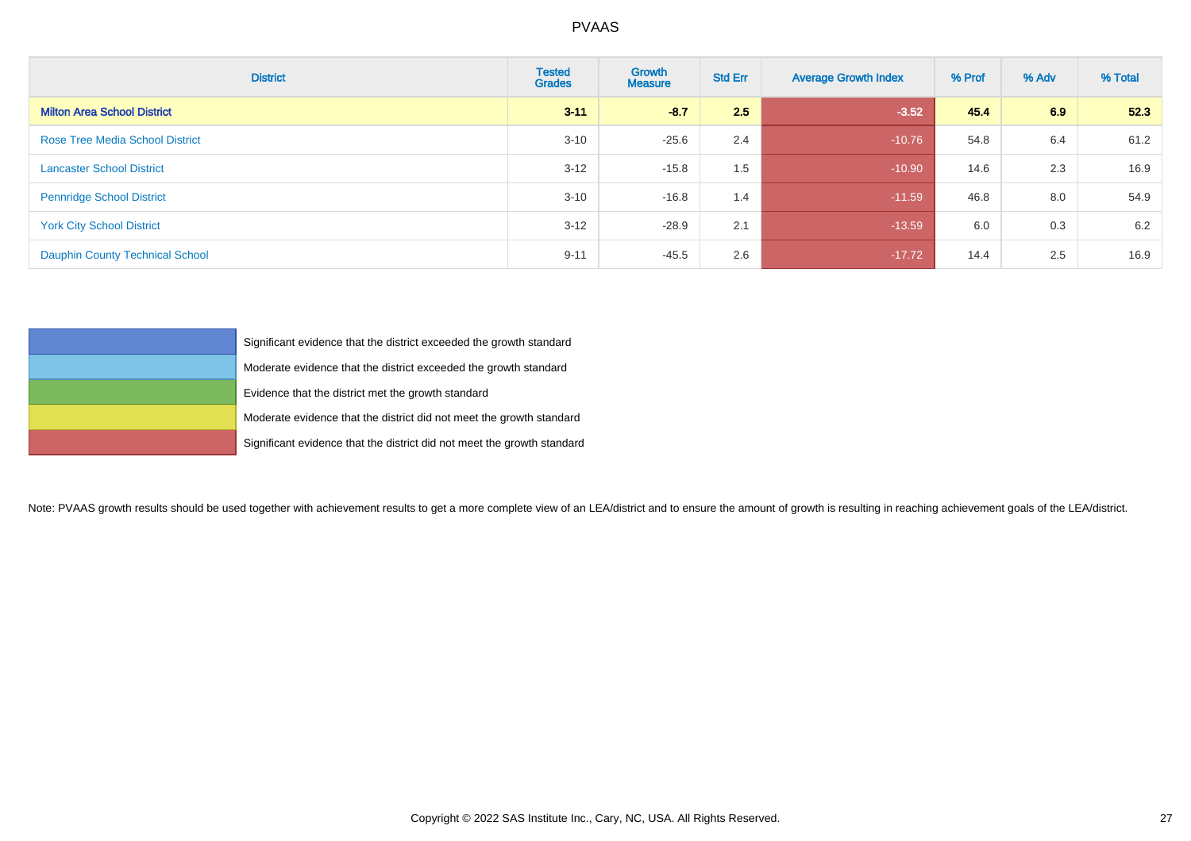# PVAAS

| District | Tested Grades | Growth Measure | Std Err | Average Growth Index | % Prof | % Adv | % Total |
|---|---|---|---|---|---|---|---|
| **Milton Area School District** | **3-11** | **-8.7** | **2.5** | **-3.52** | **45.4** | **6.9** | **52.3** |
| Rose Tree Media School District | 3-10 | -25.6 | 2.4 | -10.76 | 54.8 | 6.4 | 61.2 |
| Lancaster School District | 3-12 | -15.8 | 1.5 | -10.90 | 14.6 | 2.3 | 16.9 |
| Pennridge School District | 3-10 | -16.8 | 1.4 | -11.59 | 46.8 | 8.0 | 54.9 |
| York City School District | 3-12 | -28.9 | 2.1 | -13.59 | 6.0 | 0.3 | 6.2 |
| Dauphin County Technical School | 9-11 | -45.5 | 2.6 | -17.72 | 14.4 | 2.5 | 16.9 |

Significant evidence that the district exceeded the growth standard

Moderate evidence that the district exceeded the growth standard

Evidence that the district met the growth standard

Moderate evidence that the district did not meet the growth standard

Significant evidence that the district did not meet the growth standard

Note: PVAAS growth results should be used together with achievement results to get a more complete view of an LEA/district and to ensure the amount of growth is resulting in reaching achievement goals of the LEA/district.

Copyright © 2022 SAS Institute Inc., Cary, NC, USA. All Rights Reserved.